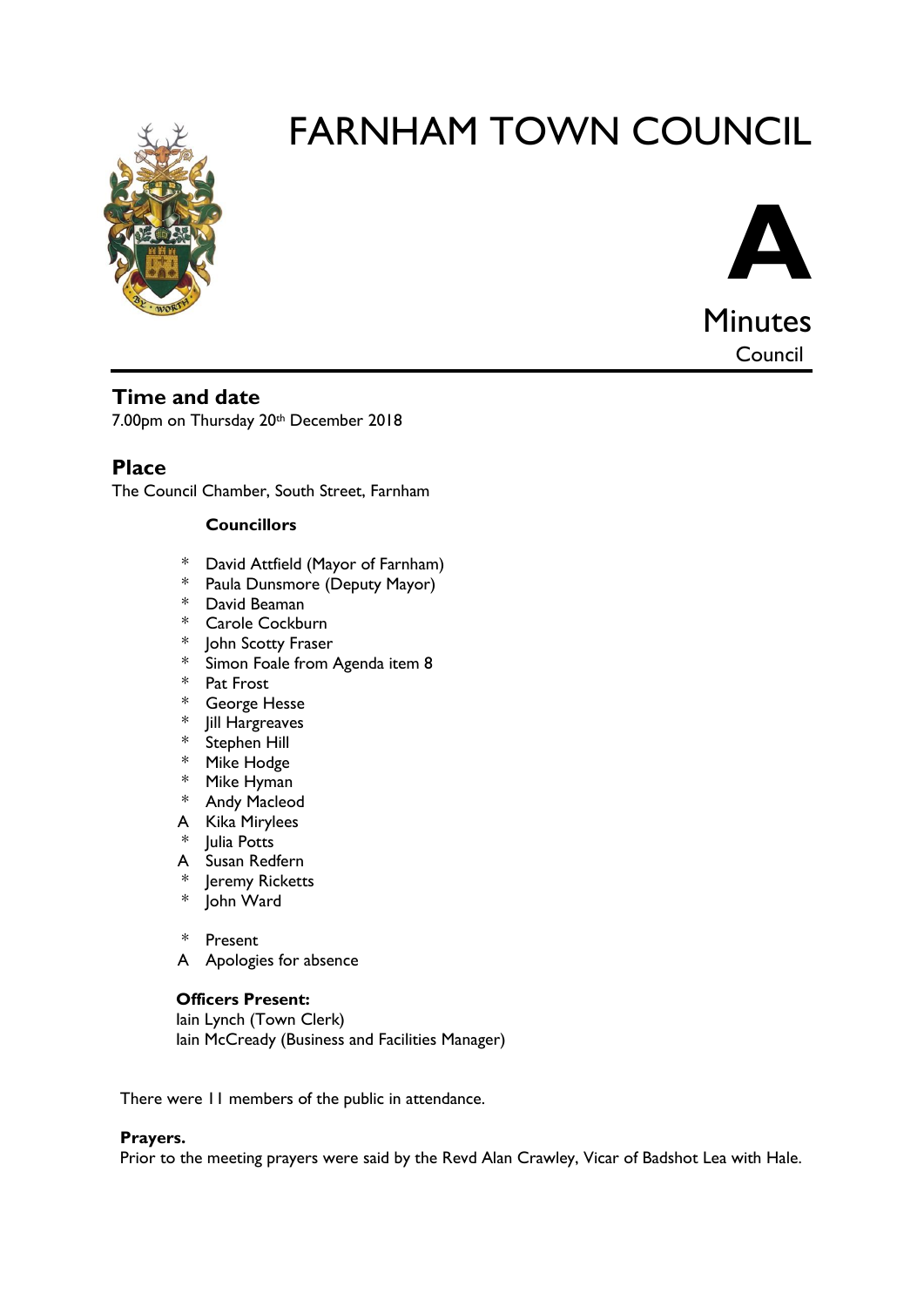# FARNHAM TOWN COUNCIL

**A**

Minutes

Council

## Time and date

7.00pm on Thursday 20th December 2018

## Place

The Council Chamber, South Street, Farnham

**Councillors**

| | |
|---|---|
| * | David Attfield (Mayor of Farnham) |
| * | Paula Dunsmore (Deputy Mayor) |
| * | David Beaman |
| * | Carole Cockburn |
| * | John Scotty Fraser |
| * | Simon Foale from Agenda item 8 |
| * | Pat Frost |
| * | George Hesse |
| * | Jill Hargreaves |
| * | Stephen Hill |
| * | Mike Hodge |
| * | Mike Hyman |
| * | Andy Macleod |
| A | Kika Mirylees |
| * | Julia Potts |
| A | Susan Redfern |
| * | Jeremy Ricketts |
| * | John Ward |

| | |
|---|---|
| * | Present |
| A | Apologies for absence |

**Officers Present:**

Iain Lynch (Town Clerk)
Iain McCready (Business and Facilities Manager)

There were 11 members of the public in attendance.

**Prayers.**

Prior to the meeting prayers were said by the Revd Alan Crawley, Vicar of Badshot Lea with Hale.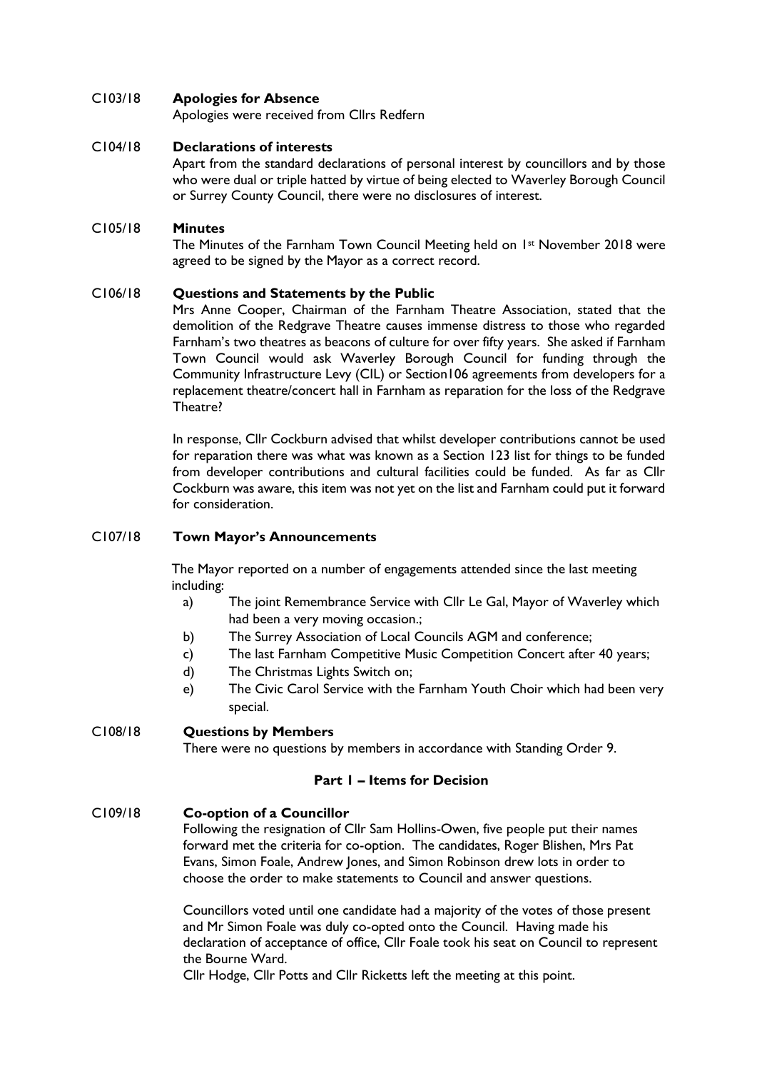**C103/18 Apologies for Absence**

Apologies were received from Cllrs Redfern

**C104/18 Declarations of interests**

Apart from the standard declarations of personal interest by councillors and by those who were dual or triple hatted by virtue of being elected to Waverley Borough Council or Surrey County Council, there were no disclosures of interest.

**C105/18 Minutes**

The Minutes of the Farnham Town Council Meeting held on 1st November 2018 were agreed to be signed by the Mayor as a correct record.

**C106/18 Questions and Statements by the Public**

Mrs Anne Cooper, Chairman of the Farnham Theatre Association, stated that the demolition of the Redgrave Theatre causes immense distress to those who regarded Farnham's two theatres as beacons of culture for over fifty years. She asked if Farnham Town Council would ask Waverley Borough Council for funding through the Community Infrastructure Levy (CIL) or Section106 agreements from developers for a replacement theatre/concert hall in Farnham as reparation for the loss of the Redgrave Theatre?

In response, Cllr Cockburn advised that whilst developer contributions cannot be used for reparation there was what was known as a Section 123 list for things to be funded from developer contributions and cultural facilities could be funded. As far as Cllr Cockburn was aware, this item was not yet on the list and Farnham could put it forward for consideration.

**C107/18 Town Mayor's Announcements**

The Mayor reported on a number of engagements attended since the last meeting including:

a) The joint Remembrance Service with Cllr Le Gal, Mayor of Waverley which had been a very moving occasion.;
b) The Surrey Association of Local Councils AGM and conference;
c) The last Farnham Competitive Music Competition Concert after 40 years;
d) The Christmas Lights Switch on;
e) The Civic Carol Service with the Farnham Youth Choir which had been very special.

**C108/18 Questions by Members**

There were no questions by members in accordance with Standing Order 9.

## Part 1 – Items for Decision

**C109/18 Co-option of a Councillor**

Following the resignation of Cllr Sam Hollins-Owen, five people put their names forward met the criteria for co-option. The candidates, Roger Blishen, Mrs Pat Evans, Simon Foale, Andrew Jones, and Simon Robinson drew lots in order to choose the order to make statements to Council and answer questions.

Councillors voted until one candidate had a majority of the votes of those present and Mr Simon Foale was duly co-opted onto the Council. Having made his declaration of acceptance of office, Cllr Foale took his seat on Council to represent the Bourne Ward.

Cllr Hodge, Cllr Potts and Cllr Ricketts left the meeting at this point.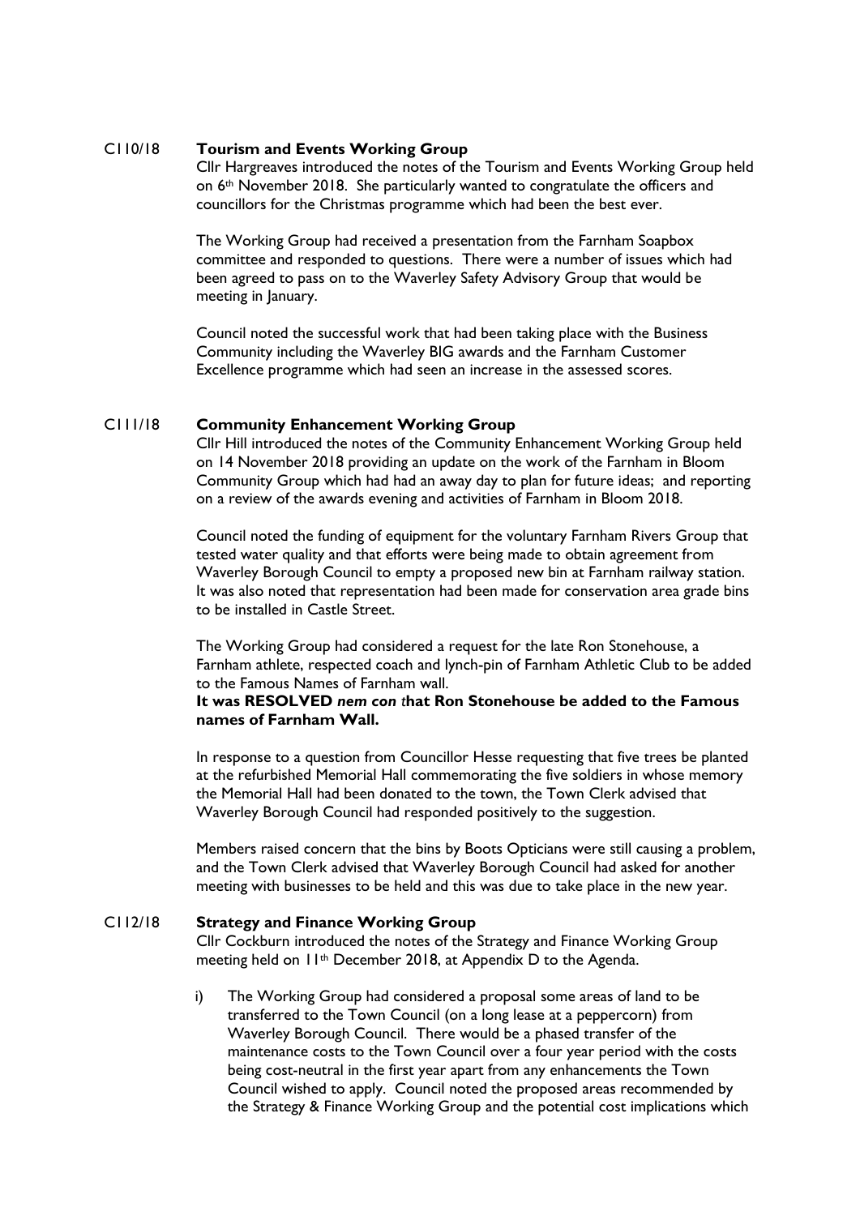**C110/18 Tourism and Events Working Group**

Cllr Hargreaves introduced the notes of the Tourism and Events Working Group held on 6th November 2018. She particularly wanted to congratulate the officers and councillors for the Christmas programme which had been the best ever.

The Working Group had received a presentation from the Farnham Soapbox committee and responded to questions. There were a number of issues which had been agreed to pass on to the Waverley Safety Advisory Group that would be meeting in January.

Council noted the successful work that had been taking place with the Business Community including the Waverley BIG awards and the Farnham Customer Excellence programme which had seen an increase in the assessed scores.

**C111/18 Community Enhancement Working Group**

Cllr Hill introduced the notes of the Community Enhancement Working Group held on 14 November 2018 providing an update on the work of the Farnham in Bloom Community Group which had had an away day to plan for future ideas; and reporting on a review of the awards evening and activities of Farnham in Bloom 2018.

Council noted the funding of equipment for the voluntary Farnham Rivers Group that tested water quality and that efforts were being made to obtain agreement from Waverley Borough Council to empty a proposed new bin at Farnham railway station. It was also noted that representation had been made for conservation area grade bins to be installed in Castle Street.

The Working Group had considered a request for the late Ron Stonehouse, a Farnham athlete, respected coach and lynch-pin of Farnham Athletic Club to be added to the Famous Names of Farnham wall.

**It was RESOLVED *nem con* that Ron Stonehouse be added to the Famous names of Farnham Wall.**

In response to a question from Councillor Hesse requesting that five trees be planted at the refurbished Memorial Hall commemorating the five soldiers in whose memory the Memorial Hall had been donated to the town, the Town Clerk advised that Waverley Borough Council had responded positively to the suggestion.

Members raised concern that the bins by Boots Opticians were still causing a problem, and the Town Clerk advised that Waverley Borough Council had asked for another meeting with businesses to be held and this was due to take place in the new year.

**C112/18 Strategy and Finance Working Group**

Cllr Cockburn introduced the notes of the Strategy and Finance Working Group meeting held on 11th December 2018, at Appendix D to the Agenda.

i) The Working Group had considered a proposal some areas of land to be transferred to the Town Council (on a long lease at a peppercorn) from Waverley Borough Council. There would be a phased transfer of the maintenance costs to the Town Council over a four year period with the costs being cost-neutral in the first year apart from any enhancements the Town Council wished to apply. Council noted the proposed areas recommended by the Strategy & Finance Working Group and the potential cost implications which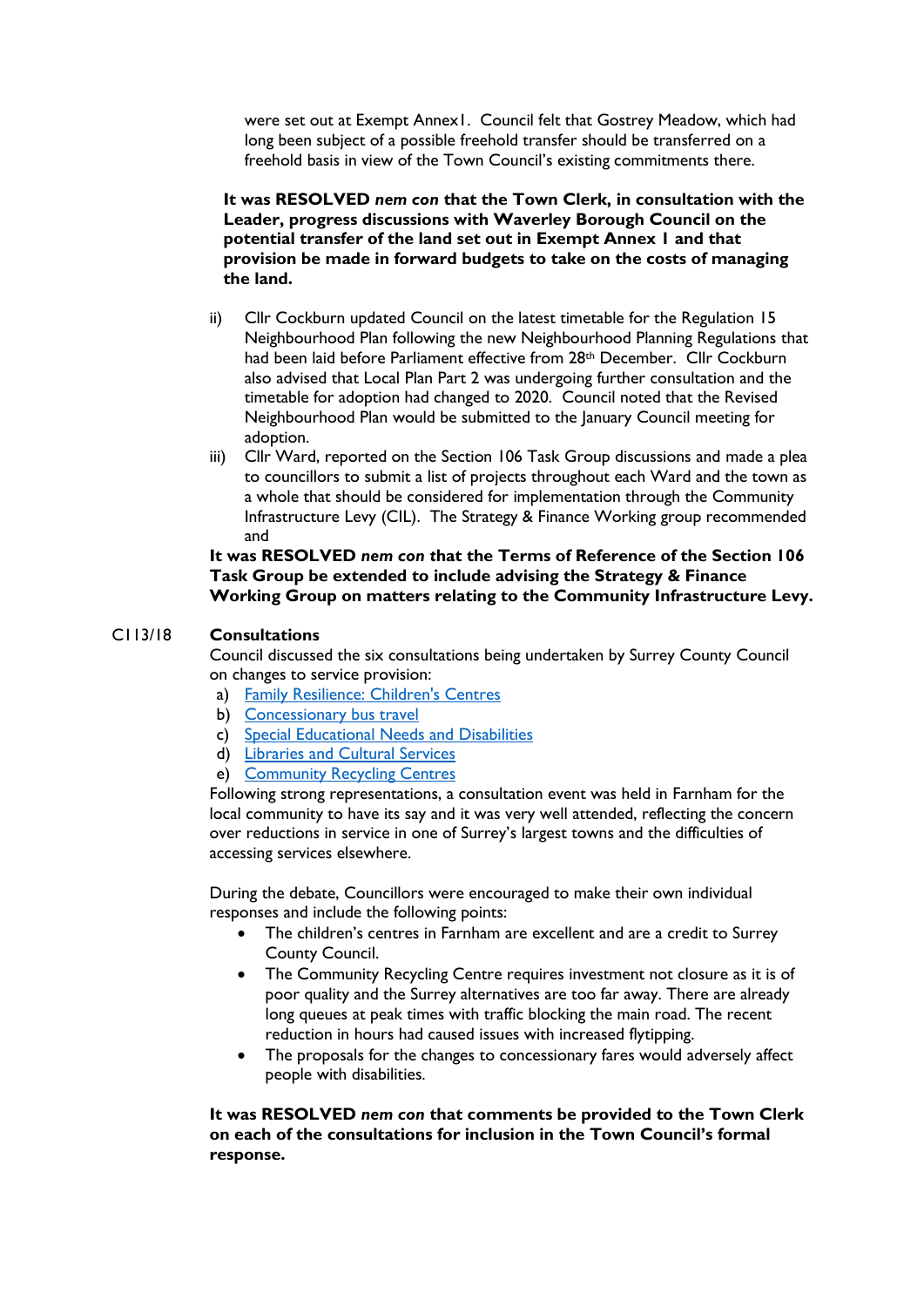were set out at Exempt Annex1. Council felt that Gostrey Meadow, which had long been subject of a possible freehold transfer should be transferred on a freehold basis in view of the Town Council's existing commitments there.

**It was RESOLVED *nem con* that the Town Clerk, in consultation with the Leader, progress discussions with Waverley Borough Council on the potential transfer of the land set out in Exempt Annex 1 and that provision be made in forward budgets to take on the costs of managing the land.**

ii) Cllr Cockburn updated Council on the latest timetable for the Regulation 15 Neighbourhood Plan following the new Neighbourhood Planning Regulations that had been laid before Parliament effective from 28th December. Cllr Cockburn also advised that Local Plan Part 2 was undergoing further consultation and the timetable for adoption had changed to 2020. Council noted that the Revised Neighbourhood Plan would be submitted to the January Council meeting for adoption.

iii) Cllr Ward, reported on the Section 106 Task Group discussions and made a plea to councillors to submit a list of projects throughout each Ward and the town as a whole that should be considered for implementation through the Community Infrastructure Levy (CIL). The Strategy & Finance Working group recommended and

**It was RESOLVED *nem con* that the Terms of Reference of the Section 106 Task Group be extended to include advising the Strategy & Finance Working Group on matters relating to the Community Infrastructure Levy.**

## C113/18 Consultations

Council discussed the six consultations being undertaken by Surrey County Council on changes to service provision:

a) Family Resilience: Children's Centres
b) Concessionary bus travel
c) Special Educational Needs and Disabilities
d) Libraries and Cultural Services
e) Community Recycling Centres

Following strong representations, a consultation event was held in Farnham for the local community to have its say and it was very well attended, reflecting the concern over reductions in service in one of Surrey's largest towns and the difficulties of accessing services elsewhere.

During the debate, Councillors were encouraged to make their own individual responses and include the following points:

- The children's centres in Farnham are excellent and are a credit to Surrey County Council.
- The Community Recycling Centre requires investment not closure as it is of poor quality and the Surrey alternatives are too far away. There are already long queues at peak times with traffic blocking the main road. The recent reduction in hours had caused issues with increased flytipping.
- The proposals for the changes to concessionary fares would adversely affect people with disabilities.

**It was RESOLVED *nem con* that comments be provided to the Town Clerk on each of the consultations for inclusion in the Town Council's formal response.**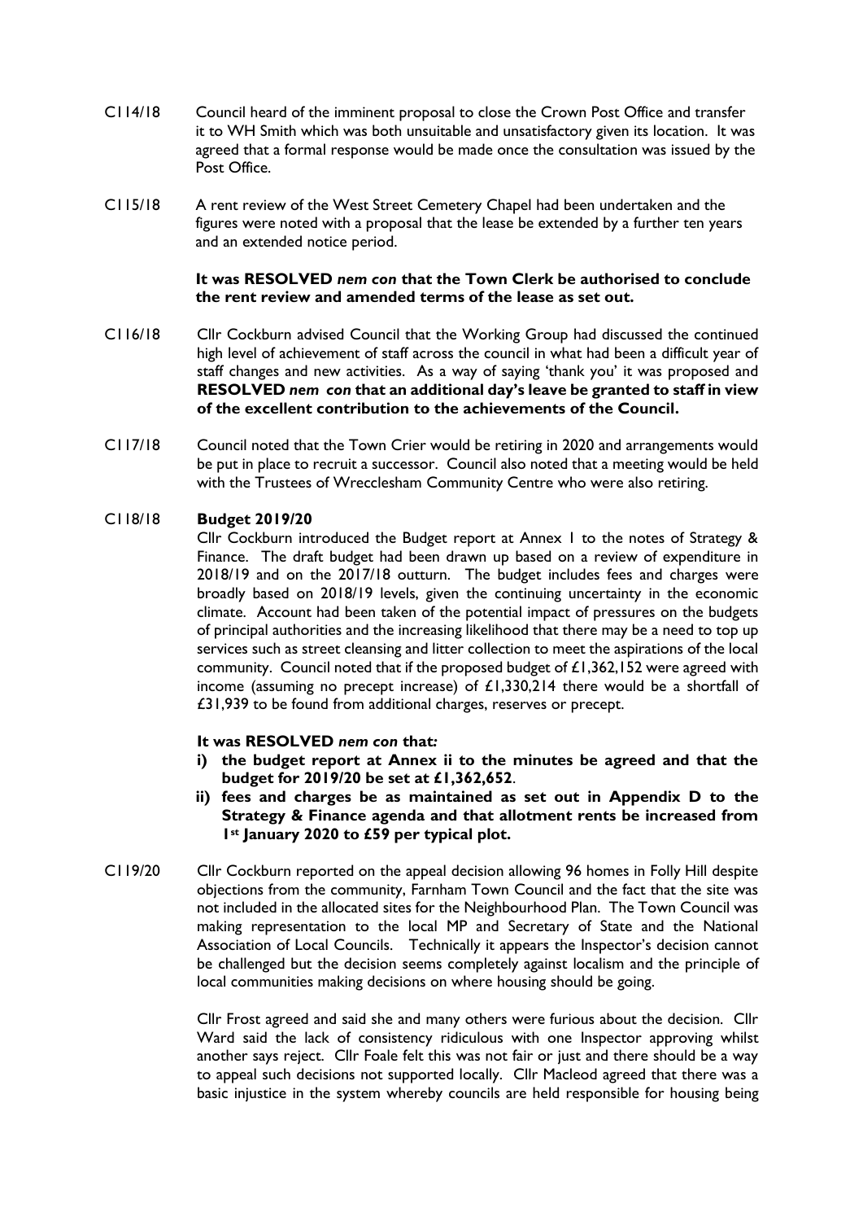C114/18 Council heard of the imminent proposal to close the Crown Post Office and transfer it to WH Smith which was both unsuitable and unsatisfactory given its location. It was agreed that a formal response would be made once the consultation was issued by the Post Office.

C115/18 A rent review of the West Street Cemetery Chapel had been undertaken and the figures were noted with a proposal that the lease be extended by a further ten years and an extended notice period.

**It was RESOLVED *nem con* that the Town Clerk be authorised to conclude the rent review and amended terms of the lease as set out.**

C116/18 Cllr Cockburn advised Council that the Working Group had discussed the continued high level of achievement of staff across the council in what had been a difficult year of staff changes and new activities. As a way of saying 'thank you' it was proposed and **RESOLVED *nem con* that an additional day's leave be granted to staff in view of the excellent contribution to the achievements of the Council.**

C117/18 Council noted that the Town Crier would be retiring in 2020 and arrangements would be put in place to recruit a successor. Council also noted that a meeting would be held with the Trustees of Wrecclesham Community Centre who were also retiring.

C118/18 **Budget 2019/20**

Cllr Cockburn introduced the Budget report at Annex 1 to the notes of Strategy & Finance. The draft budget had been drawn up based on a review of expenditure in 2018/19 and on the 2017/18 outturn. The budget includes fees and charges were broadly based on 2018/19 levels, given the continuing uncertainty in the economic climate. Account had been taken of the potential impact of pressures on the budgets of principal authorities and the increasing likelihood that there may be a need to top up services such as street cleansing and litter collection to meet the aspirations of the local community. Council noted that if the proposed budget of £1,362,152 were agreed with income (assuming no precept increase) of £1,330,214 there would be a shortfall of £31,939 to be found from additional charges, reserves or precept.

**It was RESOLVED *nem con* that*:***

**i) the budget report at Annex ii to the minutes be agreed and that the budget for 2019/20 be set at £1,362,652**.

**ii) fees and charges be as maintained as set out in Appendix D to the Strategy & Finance agenda and that allotment rents be increased from 1st January 2020 to £59 per typical plot.**

C119/20 Cllr Cockburn reported on the appeal decision allowing 96 homes in Folly Hill despite objections from the community, Farnham Town Council and the fact that the site was not included in the allocated sites for the Neighbourhood Plan. The Town Council was making representation to the local MP and Secretary of State and the National Association of Local Councils. Technically it appears the Inspector's decision cannot be challenged but the decision seems completely against localism and the principle of local communities making decisions on where housing should be going.

Cllr Frost agreed and said she and many others were furious about the decision. Cllr Ward said the lack of consistency ridiculous with one Inspector approving whilst another says reject. Cllr Foale felt this was not fair or just and there should be a way to appeal such decisions not supported locally. Cllr Macleod agreed that there was a basic injustice in the system whereby councils are held responsible for housing being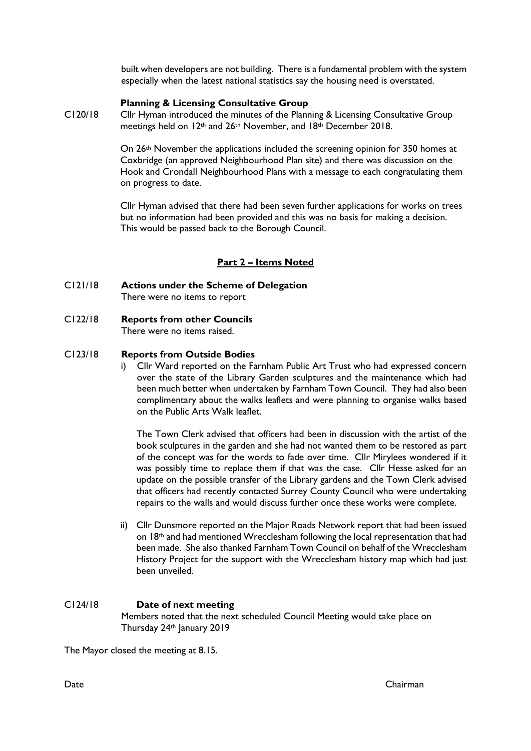built when developers are not building. There is a fundamental problem with the system especially when the latest national statistics say the housing need is overstated.

**Planning & Licensing Consultative Group**

C120/18 Cllr Hyman introduced the minutes of the Planning & Licensing Consultative Group meetings held on 12th and 26th November, and 18th December 2018.

On 26th November the applications included the screening opinion for 350 homes at Coxbridge (an approved Neighbourhood Plan site) and there was discussion on the Hook and Crondall Neighbourhood Plans with a message to each congratulating them on progress to date.

Cllr Hyman advised that there had been seven further applications for works on trees but no information had been provided and this was no basis for making a decision. This would be passed back to the Borough Council.

## Part 2 – Items Noted

C121/18 **Actions under the Scheme of Delegation**
There were no items to report

C122/18 **Reports from other Councils**
There were no items raised.

C123/18 **Reports from Outside Bodies**

i) Cllr Ward reported on the Farnham Public Art Trust who had expressed concern over the state of the Library Garden sculptures and the maintenance which had been much better when undertaken by Farnham Town Council. They had also been complimentary about the walks leaflets and were planning to organise walks based on the Public Arts Walk leaflet.

   The Town Clerk advised that officers had been in discussion with the artist of the book sculptures in the garden and she had not wanted them to be restored as part of the concept was for the words to fade over time. Cllr Mirylees wondered if it was possibly time to replace them if that was the case. Cllr Hesse asked for an update on the possible transfer of the Library gardens and the Town Clerk advised that officers had recently contacted Surrey County Council who were undertaking repairs to the walls and would discuss further once these works were complete.

ii) Cllr Dunsmore reported on the Major Roads Network report that had been issued on 18th and had mentioned Wrecclesham following the local representation that had been made. She also thanked Farnham Town Council on behalf of the Wrecclesham History Project for the support with the Wrecclesham history map which had just been unveiled.

C124/18 **Date of next meeting**
Members noted that the next scheduled Council Meeting would take place on Thursday 24th January 2019

The Mayor closed the meeting at 8.15.

Date Chairman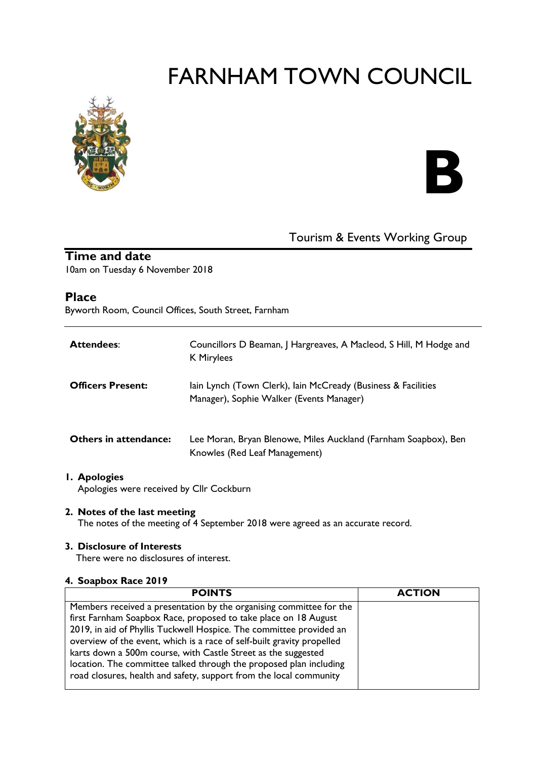# FARNHAM TOWN COUNCIL

**B**

Tourism & Events Working Group

## Time and date

10am on Tuesday 6 November 2018

## Place

Byworth Room, Council Offices, South Street, Farnham

| | |
|---|---|
| **Attendees**: | Councillors D Beaman, J Hargreaves, A Macleod, S Hill, M Hodge and K Mirylees |
| **Officers Present:** | Iain Lynch (Town Clerk), Iain McCready (Business & Facilities Manager), Sophie Walker (Events Manager) |
| **Others in attendance:** | Lee Moran, Bryan Blenowe, Miles Auckland (Farnham Soapbox), Ben Knowles (Red Leaf Management) |

### 1. Apologies

Apologies were received by Cllr Cockburn

### 2. Notes of the last meeting

The notes of the meeting of 4 September 2018 were agreed as an accurate record.

### 3. Disclosure of Interests

There were no disclosures of interest.

### 4. Soapbox Race 2019

| POINTS | ACTION |
|---|---|
| Members received a presentation by the organising committee for the first Farnham Soapbox Race, proposed to take place on 18 August 2019, in aid of Phyllis Tuckwell Hospice. The committee provided an overview of the event, which is a race of self-built gravity propelled karts down a 500m course, with Castle Street as the suggested location. The committee talked through the proposed plan including road closures, health and safety, support from the local community | |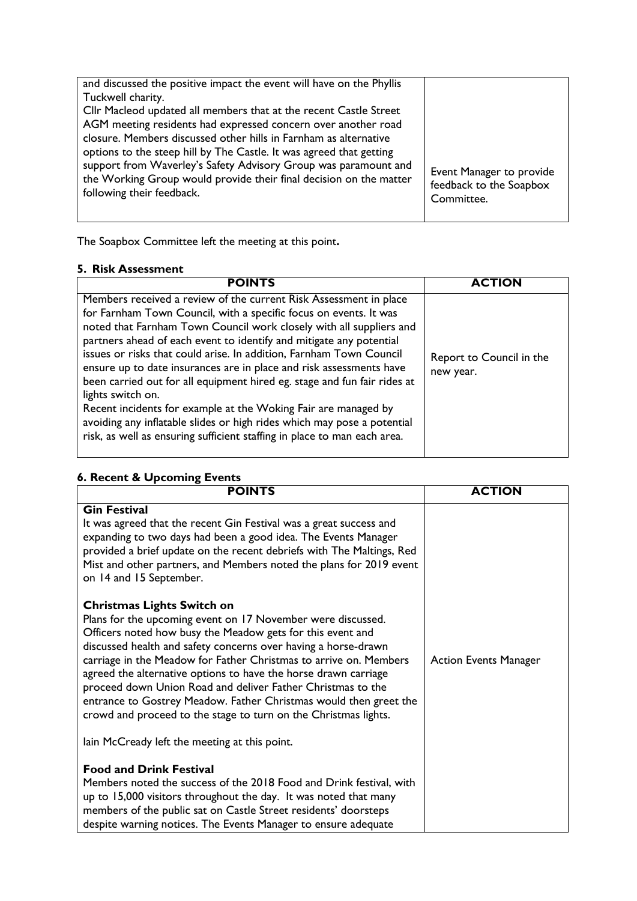| | |
|---|---|
| and discussed the positive impact the event will have on the Phyllis Tuckwell charity.<br>Cllr Macleod updated all members that at the recent Castle Street AGM meeting residents had expressed concern over another road closure. Members discussed other hills in Farnham as alternative options to the steep hill by The Castle. It was agreed that getting support from Waverley's Safety Advisory Group was paramount and the Working Group would provide their final decision on the matter following their feedback. | Event Manager to provide feedback to the Soapbox Committee. |

The Soapbox Committee left the meeting at this point**.**

### 5. Risk Assessment

| POINTS | ACTION |
|---|---|
| Members received a review of the current Risk Assessment in place for Farnham Town Council, with a specific focus on events. It was noted that Farnham Town Council work closely with all suppliers and partners ahead of each event to identify and mitigate any potential issues or risks that could arise. In addition, Farnham Town Council ensure up to date insurances are in place and risk assessments have been carried out for all equipment hired eg. stage and fun fair rides at lights switch on.<br>Recent incidents for example at the Woking Fair are managed by avoiding any inflatable slides or high rides which may pose a potential risk, as well as ensuring sufficient staffing in place to man each area. | Report to Council in the new year. |

### 6. Recent & Upcoming Events

| POINTS | ACTION |
|---|---|
| **Gin Festival**<br>It was agreed that the recent Gin Festival was a great success and expanding to two days had been a good idea. The Events Manager provided a brief update on the recent debriefs with The Maltings, Red Mist and other partners, and Members noted the plans for 2019 event on 14 and 15 September.<br><br>**Christmas Lights Switch on**<br>Plans for the upcoming event on 17 November were discussed. Officers noted how busy the Meadow gets for this event and discussed health and safety concerns over having a horse-drawn carriage in the Meadow for Father Christmas to arrive on. Members agreed the alternative options to have the horse drawn carriage proceed down Union Road and deliver Father Christmas to the entrance to Gostrey Meadow. Father Christmas would then greet the crowd and proceed to the stage to turn on the Christmas lights.<br><br>Iain McCready left the meeting at this point.<br><br>**Food and Drink Festival**<br>Members noted the success of the 2018 Food and Drink festival, with up to 15,000 visitors throughout the day. It was noted that many members of the public sat on Castle Street residents' doorsteps despite warning notices. The Events Manager to ensure adequate | Action Events Manager |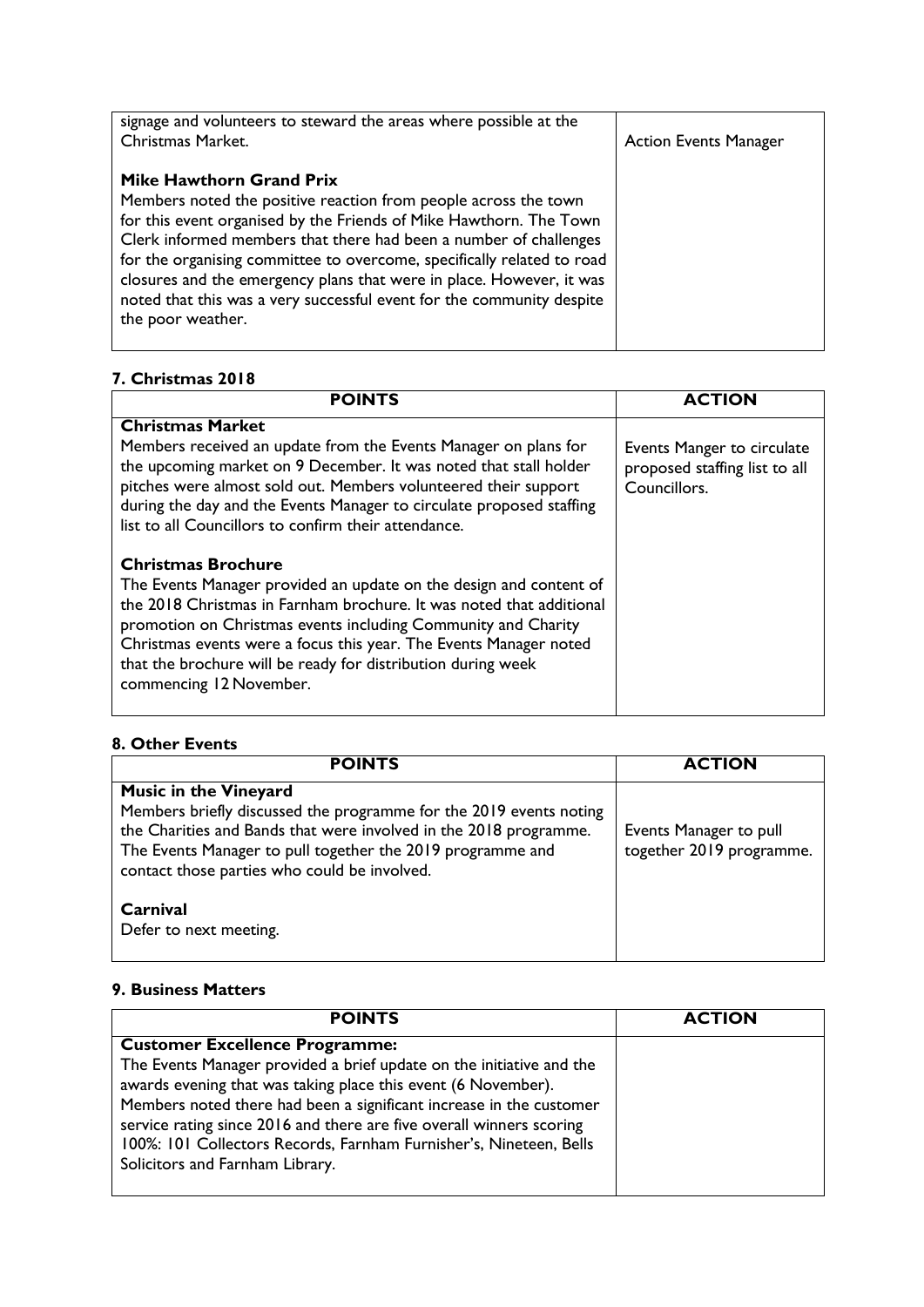| | |
|---|---|
| signage and volunteers to steward the areas where possible at the Christmas Market.<br><br>**Mike Hawthorn Grand Prix**<br>Members noted the positive reaction from people across the town for this event organised by the Friends of Mike Hawthorn. The Town Clerk informed members that there had been a number of challenges for the organising committee to overcome, specifically related to road closures and the emergency plans that were in place. However, it was noted that this was a very successful event for the community despite the poor weather. | Action Events Manager |

### 7. Christmas 2018

| POINTS | ACTION |
|---|---|
| **Christmas Market**<br>Members received an update from the Events Manager on plans for the upcoming market on 9 December. It was noted that stall holder pitches were almost sold out. Members volunteered their support during the day and the Events Manager to circulate proposed staffing list to all Councillors to confirm their attendance.<br><br>**Christmas Brochure**<br>The Events Manager provided an update on the design and content of the 2018 Christmas in Farnham brochure. It was noted that additional promotion on Christmas events including Community and Charity Christmas events were a focus this year. The Events Manager noted that the brochure will be ready for distribution during week commencing 12 November. | Events Manger to circulate proposed staffing list to all Councillors. |

### 8. Other Events

| POINTS | ACTION |
|---|---|
| **Music in the Vineyard**<br>Members briefly discussed the programme for the 2019 events noting the Charities and Bands that were involved in the 2018 programme. The Events Manager to pull together the 2019 programme and contact those parties who could be involved.<br><br>**Carnival**<br>Defer to next meeting. | Events Manager to pull together 2019 programme. |

### 9. Business Matters

| POINTS | ACTION |
|---|---|
| **Customer Excellence Programme:**<br>The Events Manager provided a brief update on the initiative and the awards evening that was taking place this event (6 November). Members noted there had been a significant increase in the customer service rating since 2016 and there are five overall winners scoring 100%: 101 Collectors Records, Farnham Furnisher's, Nineteen, Bells Solicitors and Farnham Library. | |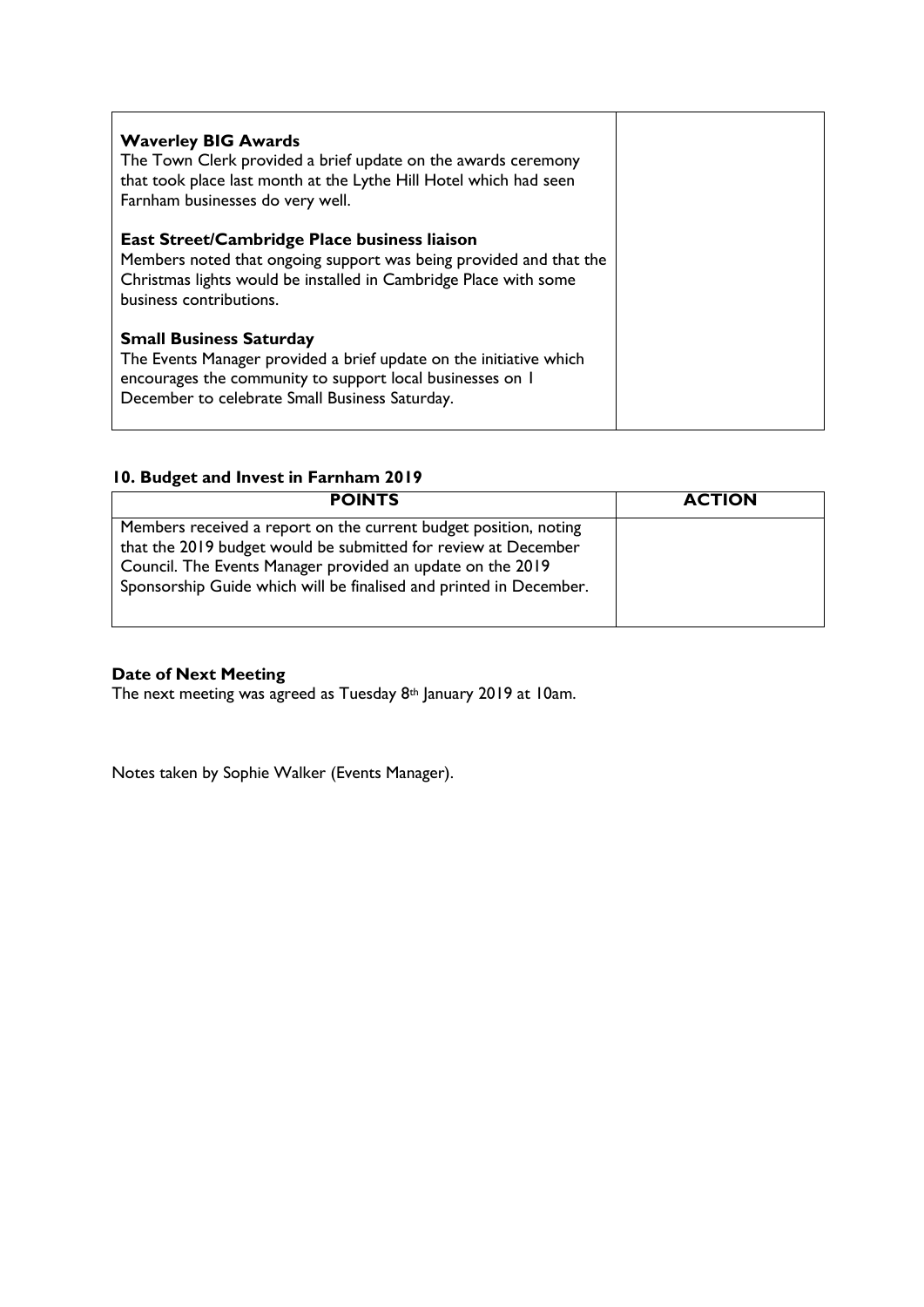| | |
|---|---|
| **Waverley BIG Awards**<br>The Town Clerk provided a brief update on the awards ceremony that took place last month at the Lythe Hill Hotel which had seen Farnham businesses do very well.<br><br>**East Street/Cambridge Place business liaison**<br>Members noted that ongoing support was being provided and that the Christmas lights would be installed in Cambridge Place with some business contributions.<br><br>**Small Business Saturday**<br>The Events Manager provided a brief update on the initiative which encourages the community to support local businesses on 1 December to celebrate Small Business Saturday. | |

**10. Budget and Invest in Farnham 2019**

| POINTS | ACTION |
|---|---|
| Members received a report on the current budget position, noting that the 2019 budget would be submitted for review at December Council. The Events Manager provided an update on the 2019 Sponsorship Guide which will be finalised and printed in December. | |

**Date of Next Meeting**
The next meeting was agreed as Tuesday 8th January 2019 at 10am.

Notes taken by Sophie Walker (Events Manager).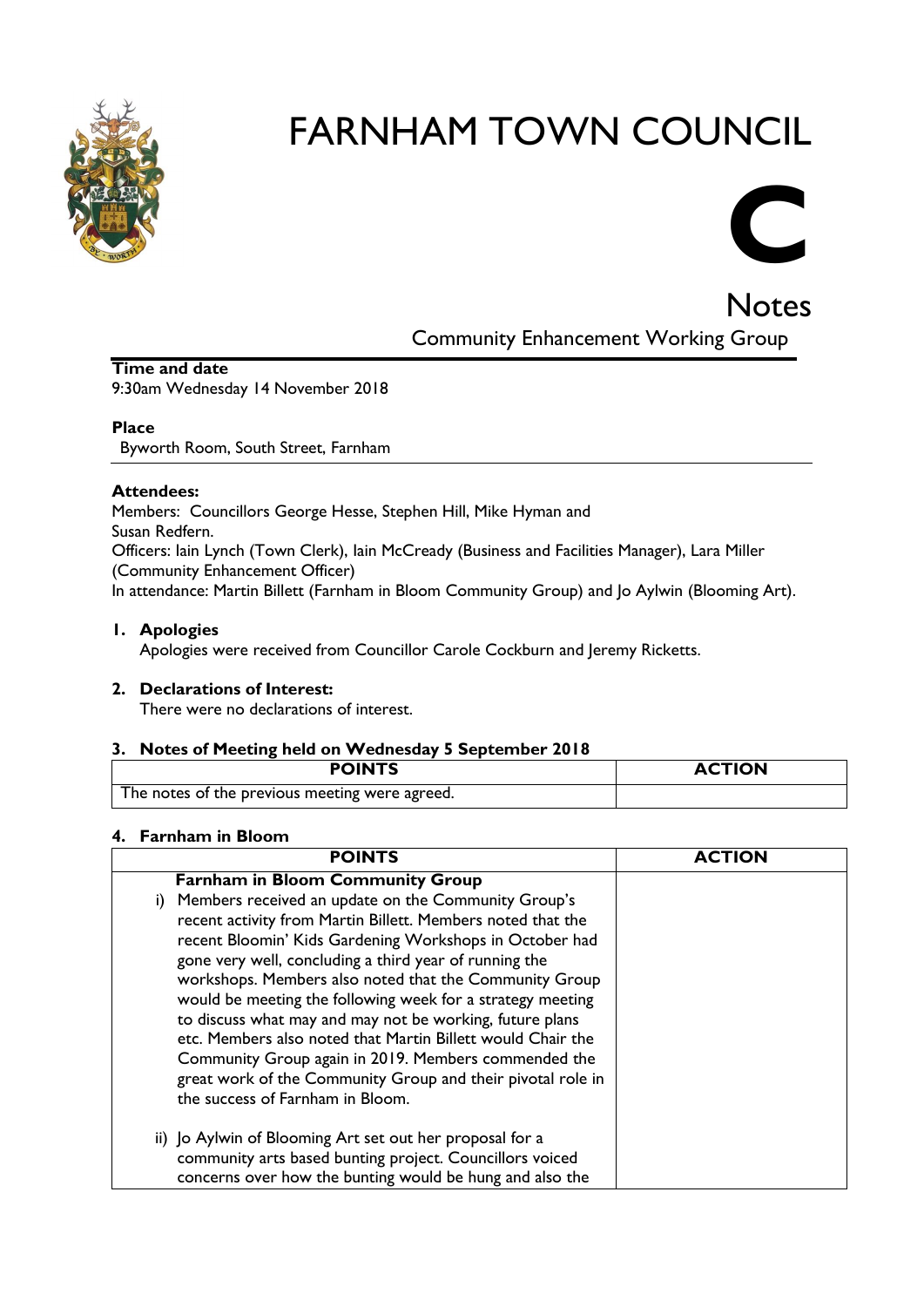# FARNHAM TOWN COUNCIL

# C

## Notes

Community Enhancement Working Group

**Time and date**
9:30am Wednesday 14 November 2018

**Place**
Byworth Room, South Street, Farnham

**Attendees:**
Members: Councillors George Hesse, Stephen Hill, Mike Hyman and Susan Redfern.
Officers: Iain Lynch (Town Clerk), Iain McCready (Business and Facilities Manager), Lara Miller (Community Enhancement Officer)
In attendance: Martin Billett (Farnham in Bloom Community Group) and Jo Aylwin (Blooming Art).

1. **Apologies**
   Apologies were received from Councillor Carole Cockburn and Jeremy Ricketts.

2. **Declarations of Interest:**
   There were no declarations of interest.

3. **Notes of Meeting held on Wednesday 5 September 2018**

| POINTS | ACTION |
|---|---|
| The notes of the previous meeting were agreed. | |

4. **Farnham in Bloom**

| POINTS | ACTION |
|---|---|
| **Farnham in Bloom Community Group**<br>i) Members received an update on the Community Group's recent activity from Martin Billett. Members noted that the recent Bloomin' Kids Gardening Workshops in October had gone very well, concluding a third year of running the workshops. Members also noted that the Community Group would be meeting the following week for a strategy meeting to discuss what may and may not be working, future plans etc. Members also noted that Martin Billett would Chair the Community Group again in 2019. Members commended the great work of the Community Group and their pivotal role in the success of Farnham in Bloom.<br><br>ii) Jo Aylwin of Blooming Art set out her proposal for a community arts based bunting project. Councillors voiced concerns over how the bunting would be hung and also the | |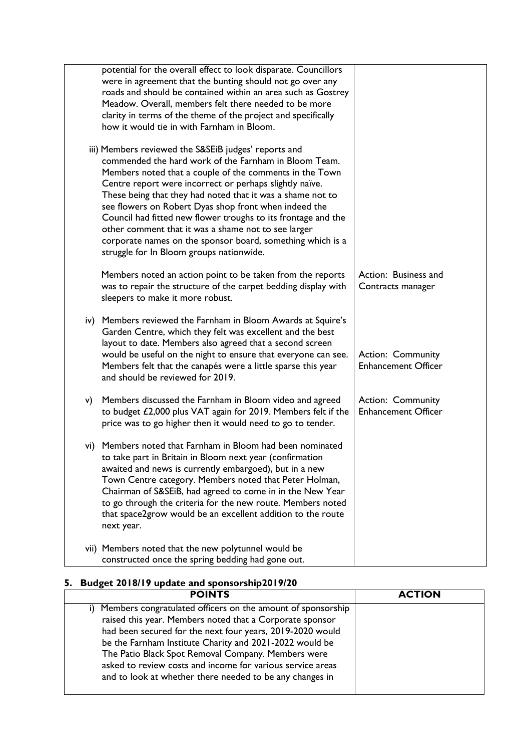| | |
|---|---|
| potential for the overall effect to look disparate. Councillors were in agreement that the bunting should not go over any roads and should be contained within an area such as Gostrey Meadow. Overall, members felt there needed to be more clarity in terms of the theme of the project and specifically how it would tie in with Farnham in Bloom. | |
| iii) Members reviewed the S&SEiB judges' reports and commended the hard work of the Farnham in Bloom Team. Members noted that a couple of the comments in the Town Centre report were incorrect or perhaps slightly naïve. These being that they had noted that it was a shame not to see flowers on Robert Dyas shop front when indeed the Council had fitted new flower troughs to its frontage and the other comment that it was a shame not to see larger corporate names on the sponsor board, something which is a struggle for In Bloom groups nationwide. | |
| Members noted an action point to be taken from the reports was to repair the structure of the carpet bedding display with sleepers to make it more robust. | Action: Business and Contracts manager |
| iv) Members reviewed the Farnham in Bloom Awards at Squire's Garden Centre, which they felt was excellent and the best layout to date. Members also agreed that a second screen would be useful on the night to ensure that everyone can see. Members felt that the canapés were a little sparse this year and should be reviewed for 2019. | Action: Community Enhancement Officer |
| v) Members discussed the Farnham in Bloom video and agreed to budget £2,000 plus VAT again for 2019. Members felt if the price was to go higher then it would need to go to tender. | Action: Community Enhancement Officer |
| vi) Members noted that Farnham in Bloom had been nominated to take part in Britain in Bloom next year (confirmation awaited and news is currently embargoed), but in a new Town Centre category. Members noted that Peter Holman, Chairman of S&SEiB, had agreed to come in in the New Year to go through the criteria for the new route. Members noted that space2grow would be an excellent addition to the route next year. | |
| vii) Members noted that the new polytunnel would be constructed once the spring bedding had gone out. | |

## 5. Budget 2018/19 update and sponsorship2019/20

| POINTS | ACTION |
|---|---|
| i) Members congratulated officers on the amount of sponsorship raised this year. Members noted that a Corporate sponsor had been secured for the next four years, 2019-2020 would be the Farnham Institute Charity and 2021-2022 would be The Patio Black Spot Removal Company. Members were asked to review costs and income for various service areas and to look at whether there needed to be any changes in | |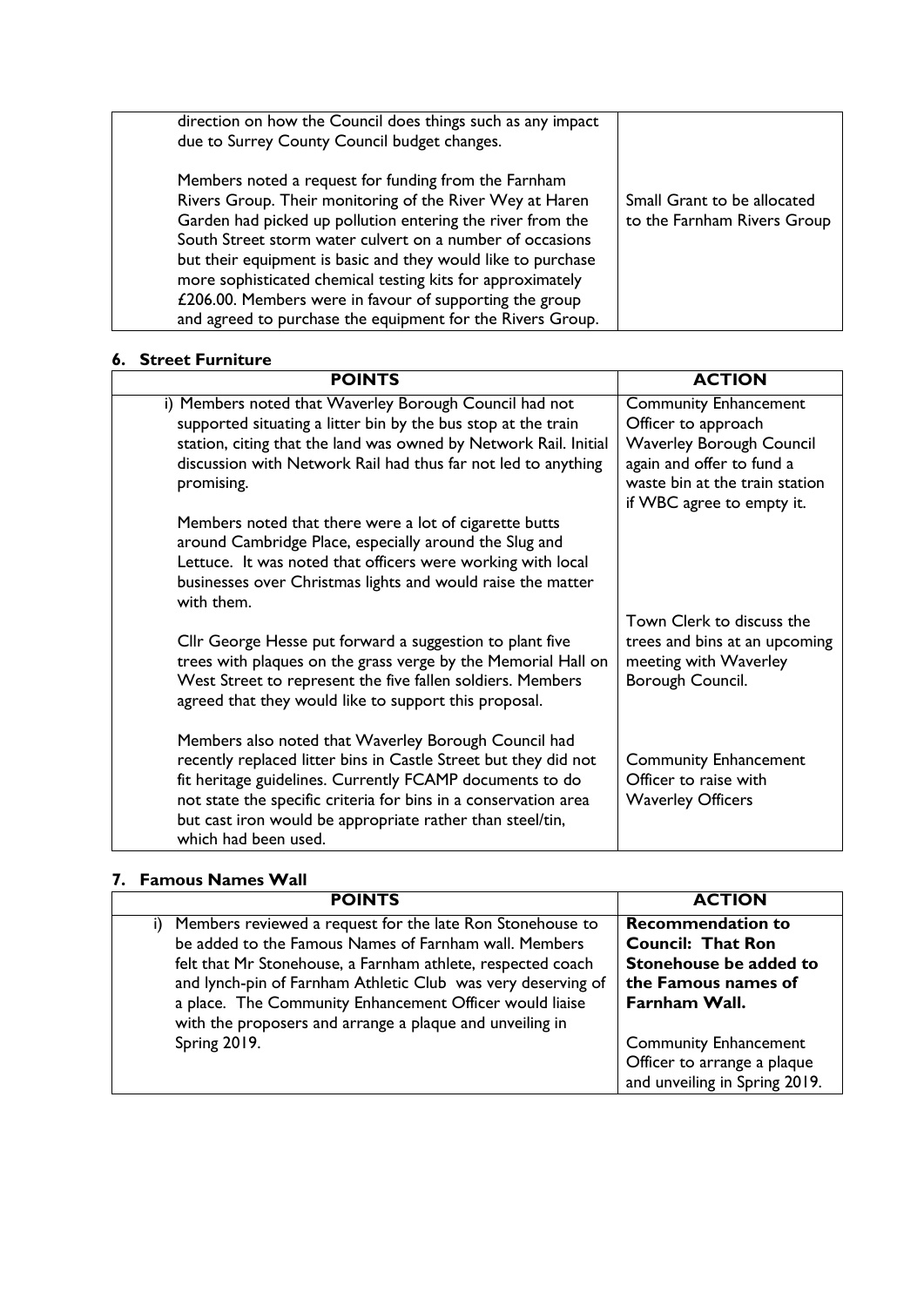| | |
|---|---|
| direction on how the Council does things such as any impact due to Surrey County Council budget changes.<br><br>Members noted a request for funding from the Farnham Rivers Group. Their monitoring of the River Wey at Haren Garden had picked up pollution entering the river from the South Street storm water culvert on a number of occasions but their equipment is basic and they would like to purchase more sophisticated chemical testing kits for approximately £206.00. Members were in favour of supporting the group and agreed to purchase the equipment for the Rivers Group. | Small Grant to be allocated to the Farnham Rivers Group |

## 6. Street Furniture

| POINTS | ACTION |
|---|---|
| i) Members noted that Waverley Borough Council had not supported situating a litter bin by the bus stop at the train station, citing that the land was owned by Network Rail. Initial discussion with Network Rail had thus far not led to anything promising.<br><br>Members noted that there were a lot of cigarette butts around Cambridge Place, especially around the Slug and Lettuce. It was noted that officers were working with local businesses over Christmas lights and would raise the matter with them.<br><br>Cllr George Hesse put forward a suggestion to plant five trees with plaques on the grass verge by the Memorial Hall on West Street to represent the five fallen soldiers. Members agreed that they would like to support this proposal.<br><br>Members also noted that Waverley Borough Council had recently replaced litter bins in Castle Street but they did not fit heritage guidelines. Currently FCAMP documents to do not state the specific criteria for bins in a conservation area but cast iron would be appropriate rather than steel/tin, which had been used. | Community Enhancement Officer to approach Waverley Borough Council again and offer to fund a waste bin at the train station if WBC agree to empty it.<br><br>Town Clerk to discuss the trees and bins at an upcoming meeting with Waverley Borough Council.<br><br>Community Enhancement Officer to raise with Waverley Officers |

## 7. Famous Names Wall

| POINTS | ACTION |
|---|---|
| i) Members reviewed a request for the late Ron Stonehouse to be added to the Famous Names of Farnham wall. Members felt that Mr Stonehouse, a Farnham athlete, respected coach and lynch-pin of Farnham Athletic Club was very deserving of a place. The Community Enhancement Officer would liaise with the proposers and arrange a plaque and unveiling in Spring 2019. | **Recommendation to Council: That Ron Stonehouse be added to the Famous names of Farnham Wall.**<br><br>Community Enhancement Officer to arrange a plaque and unveiling in Spring 2019. |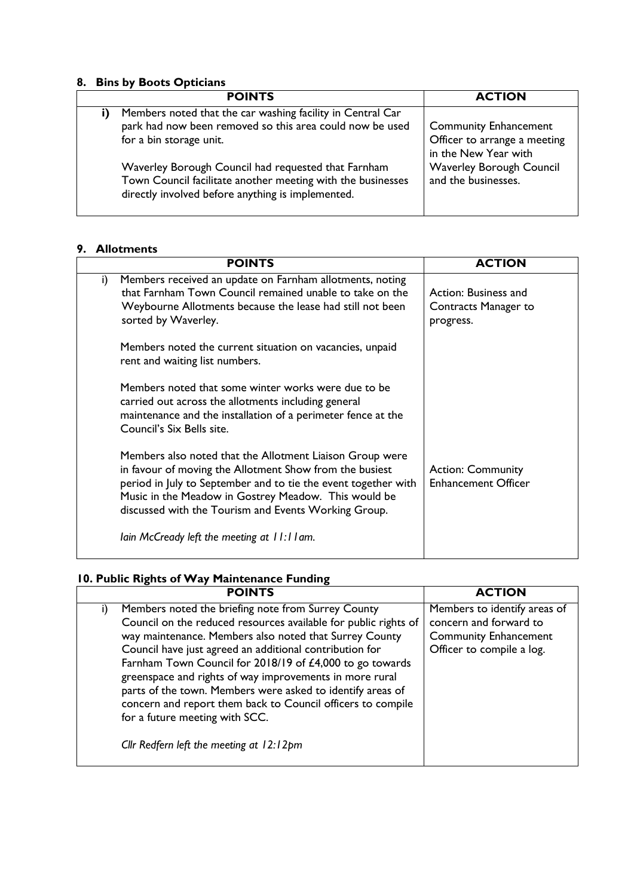## 8. Bins by Boots Opticians

| | POINTS | ACTION |
|---|---|---|
| **i)** | Members noted that the car washing facility in Central Car park had now been removed so this area could now be used for a bin storage unit.<br><br>Waverley Borough Council had requested that Farnham Town Council facilitate another meeting with the businesses directly involved before anything is implemented. | Community Enhancement Officer to arrange a meeting in the New Year with Waverley Borough Council and the businesses. |

## 9. Allotments

| | POINTS | ACTION |
|---|---|---|
| i) | Members received an update on Farnham allotments, noting that Farnham Town Council remained unable to take on the Weybourne Allotments because the lease had still not been sorted by Waverley.<br><br>Members noted the current situation on vacancies, unpaid rent and waiting list numbers.<br><br>Members noted that some winter works were due to be carried out across the allotments including general maintenance and the installation of a perimeter fence at the Council's Six Bells site.<br><br>Members also noted that the Allotment Liaison Group were in favour of moving the Allotment Show from the busiest period in July to September and to tie the event together with Music in the Meadow in Gostrey Meadow. This would be discussed with the Tourism and Events Working Group.<br><br>*Iain McCready left the meeting at 11:11am.* | Action: Business and Contracts Manager to progress.<br><br>Action: Community Enhancement Officer |

## 10. Public Rights of Way Maintenance Funding

| | POINTS | ACTION |
|---|---|---|
| i) | Members noted the briefing note from Surrey County Council on the reduced resources available for public rights of way maintenance. Members also noted that Surrey County Council have just agreed an additional contribution for Farnham Town Council for 2018/19 of £4,000 to go towards greenspace and rights of way improvements in more rural parts of the town. Members were asked to identify areas of concern and report them back to Council officers to compile for a future meeting with SCC.<br><br>*Cllr Redfern left the meeting at 12:12pm* | Members to identify areas of concern and forward to Community Enhancement Officer to compile a log. |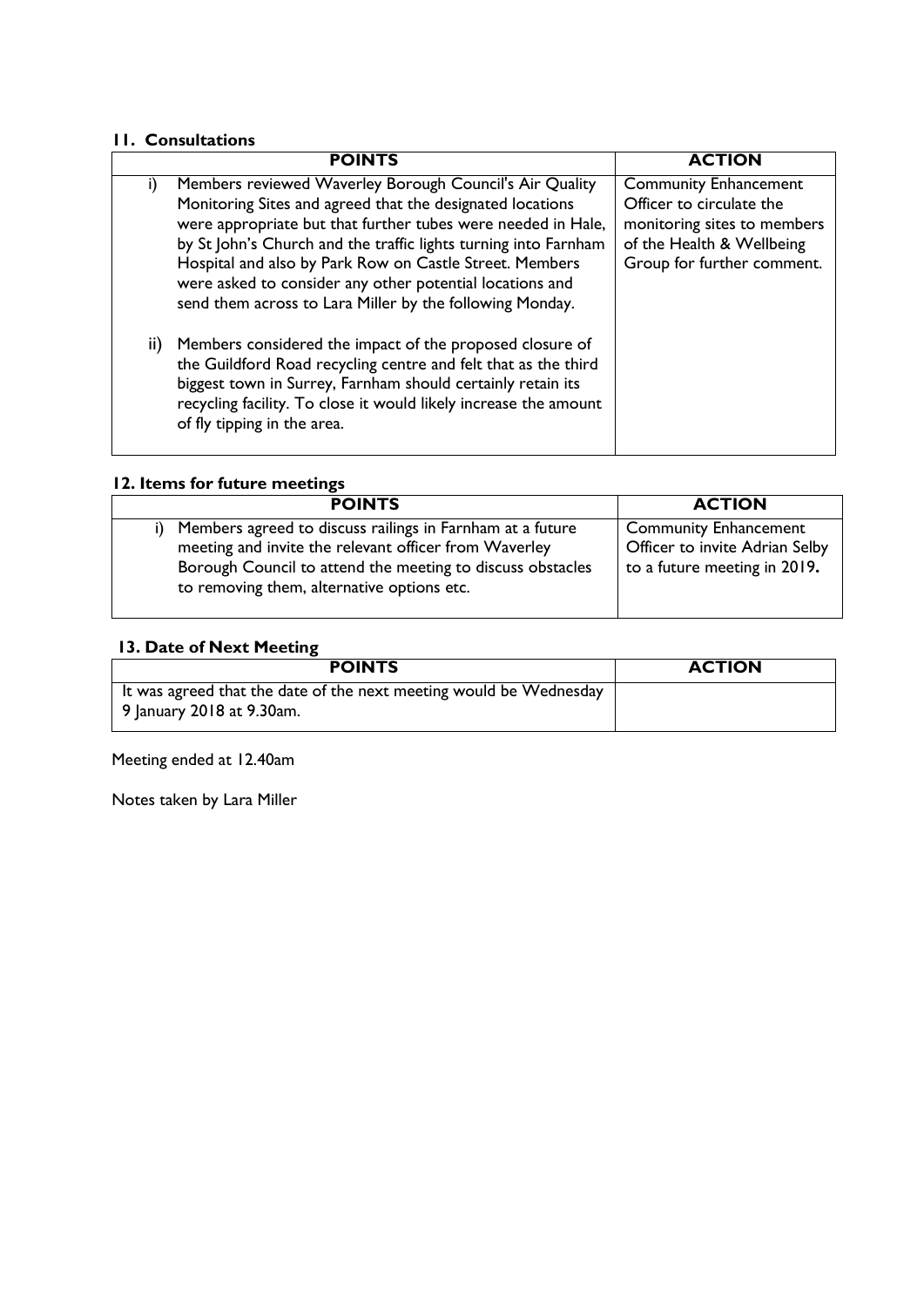## 11. Consultations

| POINTS | ACTION |
|---|---|
| i) Members reviewed Waverley Borough Council's Air Quality Monitoring Sites and agreed that the designated locations were appropriate but that further tubes were needed in Hale, by St John's Church and the traffic lights turning into Farnham Hospital and also by Park Row on Castle Street. Members were asked to consider any other potential locations and send them across to Lara Miller by the following Monday.<br><br>ii) Members considered the impact of the proposed closure of the Guildford Road recycling centre and felt that as the third biggest town in Surrey, Farnham should certainly retain its recycling facility. To close it would likely increase the amount of fly tipping in the area. | Community Enhancement Officer to circulate the monitoring sites to members of the Health & Wellbeing Group for further comment. |

## 12. Items for future meetings

| POINTS | ACTION |
|---|---|
| i) Members agreed to discuss railings in Farnham at a future meeting and invite the relevant officer from Waverley Borough Council to attend the meeting to discuss obstacles to removing them, alternative options etc. | Community Enhancement Officer to invite Adrian Selby to a future meeting in 2019**.** |

## 13. Date of Next Meeting

| POINTS | ACTION |
|---|---|
| It was agreed that the date of the next meeting would be Wednesday 9 January 2018 at 9.30am. | |

Meeting ended at 12.40am

Notes taken by Lara Miller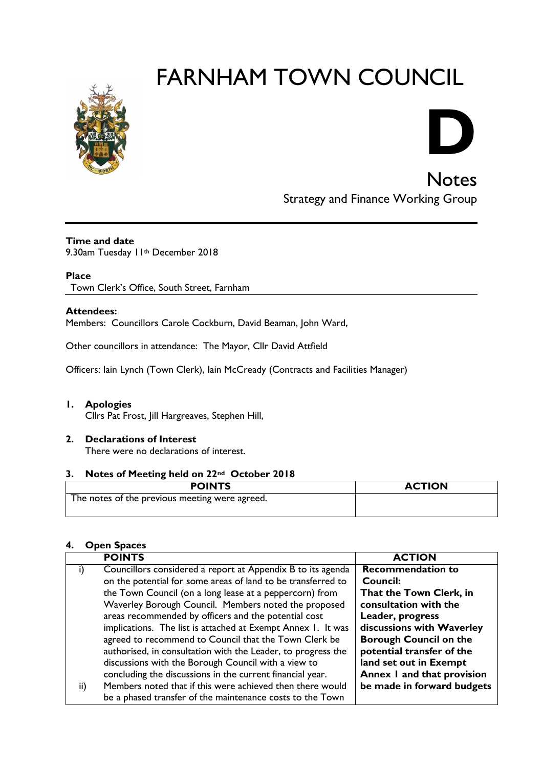# FARNHAM TOWN COUNCIL

# D

## Notes

Strategy and Finance Working Group

**Time and date**
9.30am Tuesday 11th December 2018

**Place**
Town Clerk's Office, South Street, Farnham

**Attendees:**
Members: Councillors Carole Cockburn, David Beaman, John Ward,

Other councillors in attendance: The Mayor, Cllr David Attfield

Officers: Iain Lynch (Town Clerk), Iain McCready (Contracts and Facilities Manager)

1. **Apologies**
   Cllrs Pat Frost, Jill Hargreaves, Stephen Hill,

2. **Declarations of Interest**
   There were no declarations of interest.

3. **Notes of Meeting held on 22nd October 2018**

| POINTS | ACTION |
|---|---|
| The notes of the previous meeting were agreed. | |

4. **Open Spaces**

| | POINTS | ACTION |
|---|---|---|
| i) | Councillors considered a report at Appendix B to its agenda on the potential for some areas of land to be transferred to the Town Council (on a long lease at a peppercorn) from Waverley Borough Council. Members noted the proposed areas recommended by officers and the potential cost implications. The list is attached at Exempt Annex 1. It was agreed to recommend to Council that the Town Clerk be authorised, in consultation with the Leader, to progress the discussions with the Borough Council with a view to concluding the discussions in the current financial year. | **Recommendation to Council:** **That the Town Clerk, in consultation with the Leader, progress discussions with Waverley Borough Council on the potential transfer of the land set out in Exempt Annex 1 and that provision be made in forward budgets** |
| ii) | Members noted that if this were achieved then there would be a phased transfer of the maintenance costs to the Town | |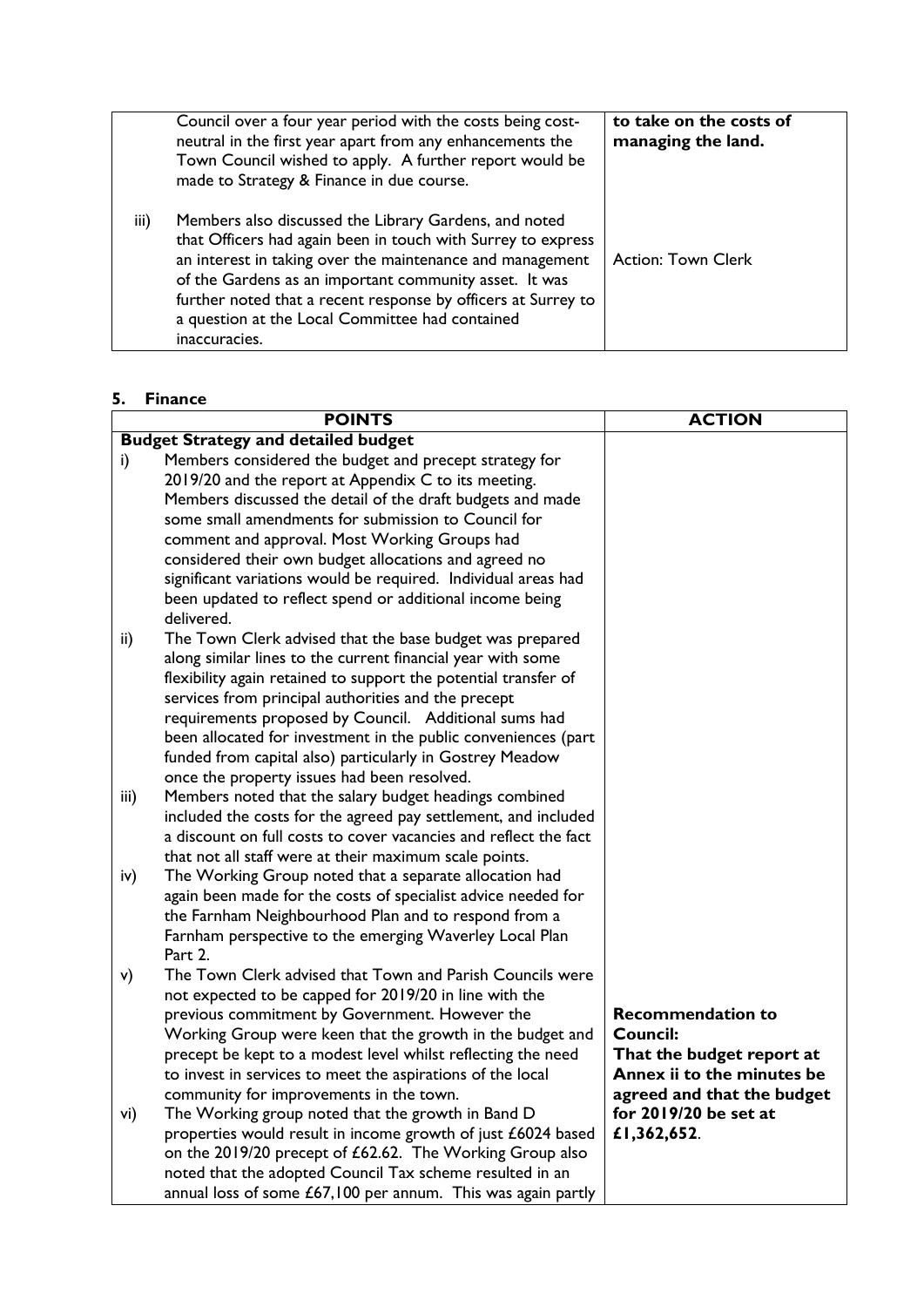| | |
|---|---|
| Council over a four year period with the costs being cost-neutral in the first year apart from any enhancements the Town Council wished to apply. A further report would be made to Strategy & Finance in due course. | **to take on the costs of managing the land.** |
| iii) Members also discussed the Library Gardens, and noted that Officers had again been in touch with Surrey to express an interest in taking over the maintenance and management of the Gardens as an important community asset. It was further noted that a recent response by officers at Surrey to a question at the Local Committee had contained inaccuracies. | Action: Town Clerk |

## 5. Finance

| POINTS | ACTION |
|---|---|
| **Budget Strategy and detailed budget** | |
| i) Members considered the budget and precept strategy for 2019/20 and the report at Appendix C to its meeting. Members discussed the detail of the draft budgets and made some small amendments for submission to Council for comment and approval. Most Working Groups had considered their own budget allocations and agreed no significant variations would be required. Individual areas had been updated to reflect spend or additional income being delivered. | |
| ii) The Town Clerk advised that the base budget was prepared along similar lines to the current financial year with some flexibility again retained to support the potential transfer of services from principal authorities and the precept requirements proposed by Council. Additional sums had been allocated for investment in the public conveniences (part funded from capital also) particularly in Gostrey Meadow once the property issues had been resolved. | |
| iii) Members noted that the salary budget headings combined included the costs for the agreed pay settlement, and included a discount on full costs to cover vacancies and reflect the fact that not all staff were at their maximum scale points. | |
| iv) The Working Group noted that a separate allocation had again been made for the costs of specialist advice needed for the Farnham Neighbourhood Plan and to respond from a Farnham perspective to the emerging Waverley Local Plan Part 2. | |
| v) The Town Clerk advised that Town and Parish Councils were not expected to be capped for 2019/20 in line with the previous commitment by Government. However the Working Group were keen that the growth in the budget and precept be kept to a modest level whilst reflecting the need to invest in services to meet the aspirations of the local community for improvements in the town. | **Recommendation to Council: That the budget report at Annex ii to the minutes be agreed and that the budget for 2019/20 be set at £1,362,652**. |
| vi) The Working group noted that the growth in Band D properties would result in income growth of just £6024 based on the 2019/20 precept of £62.62. The Working Group also noted that the adopted Council Tax scheme resulted in an annual loss of some £67,100 per annum. This was again partly | |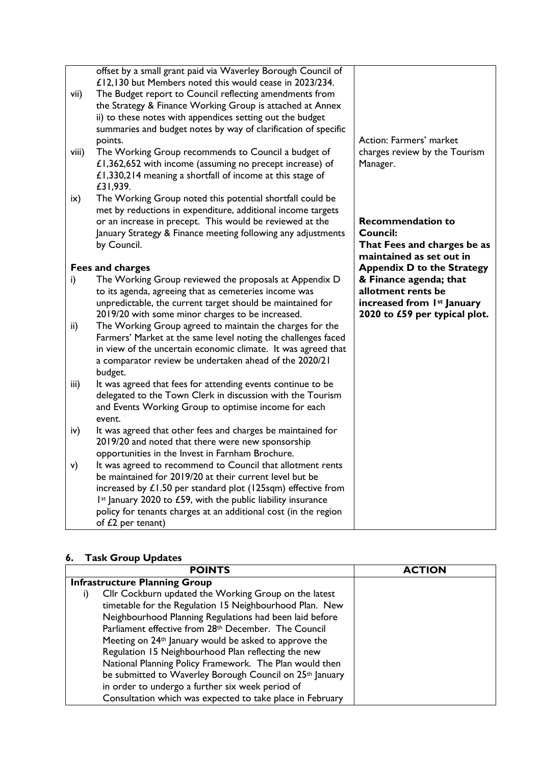| | |
|---|---|
| offset by a small grant paid via Waverley Borough Council of £12,130 but Members noted this would cease in 2023/234.<br>vii) The Budget report to Council reflecting amendments from the Strategy & Finance Working Group is attached at Annex ii) to these notes with appendices setting out the budget summaries and budget notes by way of clarification of specific points.<br>viii) The Working Group recommends to Council a budget of £1,362,652 with income (assuming no precept increase) of £1,330,214 meaning a shortfall of income at this stage of £31,939.<br>ix) The Working Group noted this potential shortfall could be met by reductions in expenditure, additional income targets or an increase in precept. This would be reviewed at the January Strategy & Finance meeting following any adjustments by Council. | Action: Farmers' market charges review by the Tourism Manager. |
| **Fees and charges**<br>i) The Working Group reviewed the proposals at Appendix D to its agenda, agreeing that as cemeteries income was unpredictable, the current target should be maintained for 2019/20 with some minor charges to be increased.<br>ii) The Working Group agreed to maintain the charges for the Farmers' Market at the same level noting the challenges faced in view of the uncertain economic climate. It was agreed that a comparator review be undertaken ahead of the 2020/21 budget.<br>iii) It was agreed that fees for attending events continue to be delegated to the Town Clerk in discussion with the Tourism and Events Working Group to optimise income for each event.<br>iv) It was agreed that other fees and charges be maintained for 2019/20 and noted that there were new sponsorship opportunities in the Invest in Farnham Brochure.<br>v) It was agreed to recommend to Council that allotment rents be maintained for 2019/20 at their current level but be increased by £1.50 per standard plot (125sqm) effective from 1st January 2020 to £59, with the public liability insurance policy for tenants charges at an additional cost (in the region of £2 per tenant) | **Recommendation to Council:**<br>**That Fees and charges be as maintained as set out in Appendix D to the Strategy & Finance agenda; that allotment rents be increased from 1st January 2020 to £59 per typical plot.** |

## 6. Task Group Updates

| POINTS | ACTION |
|---|---|
| **Infrastructure Planning Group** | |
| i) Cllr Cockburn updated the Working Group on the latest timetable for the Regulation 15 Neighbourhood Plan. New Neighbourhood Planning Regulations had been laid before Parliament effective from 28th December. The Council Meeting on 24th January would be asked to approve the Regulation 15 Neighbourhood Plan reflecting the new National Planning Policy Framework. The Plan would then be submitted to Waverley Borough Council on 25th January in order to undergo a further six week period of Consultation which was expected to take place in February | |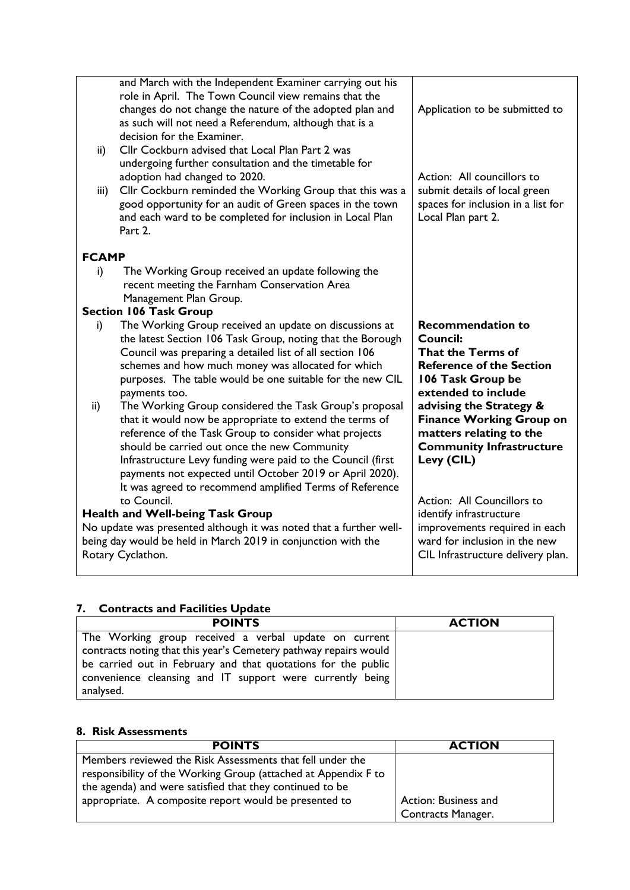| | |
|---|---|
| and March with the Independent Examiner carrying out his role in April. The Town Council view remains that the changes do not change the nature of the adopted plan and as such will not need a Referendum, although that is a decision for the Examiner.<br>ii) Cllr Cockburn advised that Local Plan Part 2 was undergoing further consultation and the timetable for adoption had changed to 2020.<br>iii) Cllr Cockburn reminded the Working Group that this was a good opportunity for an audit of Green spaces in the town and each ward to be completed for inclusion in Local Plan Part 2. | Application to be submitted to<br><br>Action: All councillors to submit details of local green spaces for inclusion in a list for Local Plan part 2. |
| **FCAMP**<br>i) The Working Group received an update following the recent meeting the Farnham Conservation Area Management Plan Group. | |
| **Section 106 Task Group**<br>i) The Working Group received an update on discussions at the latest Section 106 Task Group, noting that the Borough Council was preparing a detailed list of all section 106 schemes and how much money was allocated for which purposes. The table would be one suitable for the new CIL payments too.<br>ii) The Working Group considered the Task Group's proposal that it would now be appropriate to extend the terms of reference of the Task Group to consider what projects should be carried out once the new Community Infrastructure Levy funding were paid to the Council (first payments not expected until October 2019 or April 2020). It was agreed to recommend amplified Terms of Reference to Council. | **Recommendation to Council: That the Terms of Reference of the Section 106 Task Group be extended to include advising the Strategy & Finance Working Group on matters relating to the Community Infrastructure Levy (CIL)**<br><br>Action: All Councillors to identify infrastructure improvements required in each ward for inclusion in the new CIL Infrastructure delivery plan. |
| **Health and Well-being Task Group**<br>No update was presented although it was noted that a further well-being day would be held in March 2019 in conjunction with the Rotary Cyclathon. | |

## 7. Contracts and Facilities Update

| POINTS | ACTION |
|---|---|
| The Working group received a verbal update on current contracts noting that this year's Cemetery pathway repairs would be carried out in February and that quotations for the public convenience cleansing and IT support were currently being analysed. | |

## 8. Risk Assessments

| POINTS | ACTION |
|---|---|
| Members reviewed the Risk Assessments that fell under the responsibility of the Working Group (attached at Appendix F to the agenda) and were satisfied that they continued to be appropriate. A composite report would be presented to | Action: Business and Contracts Manager. |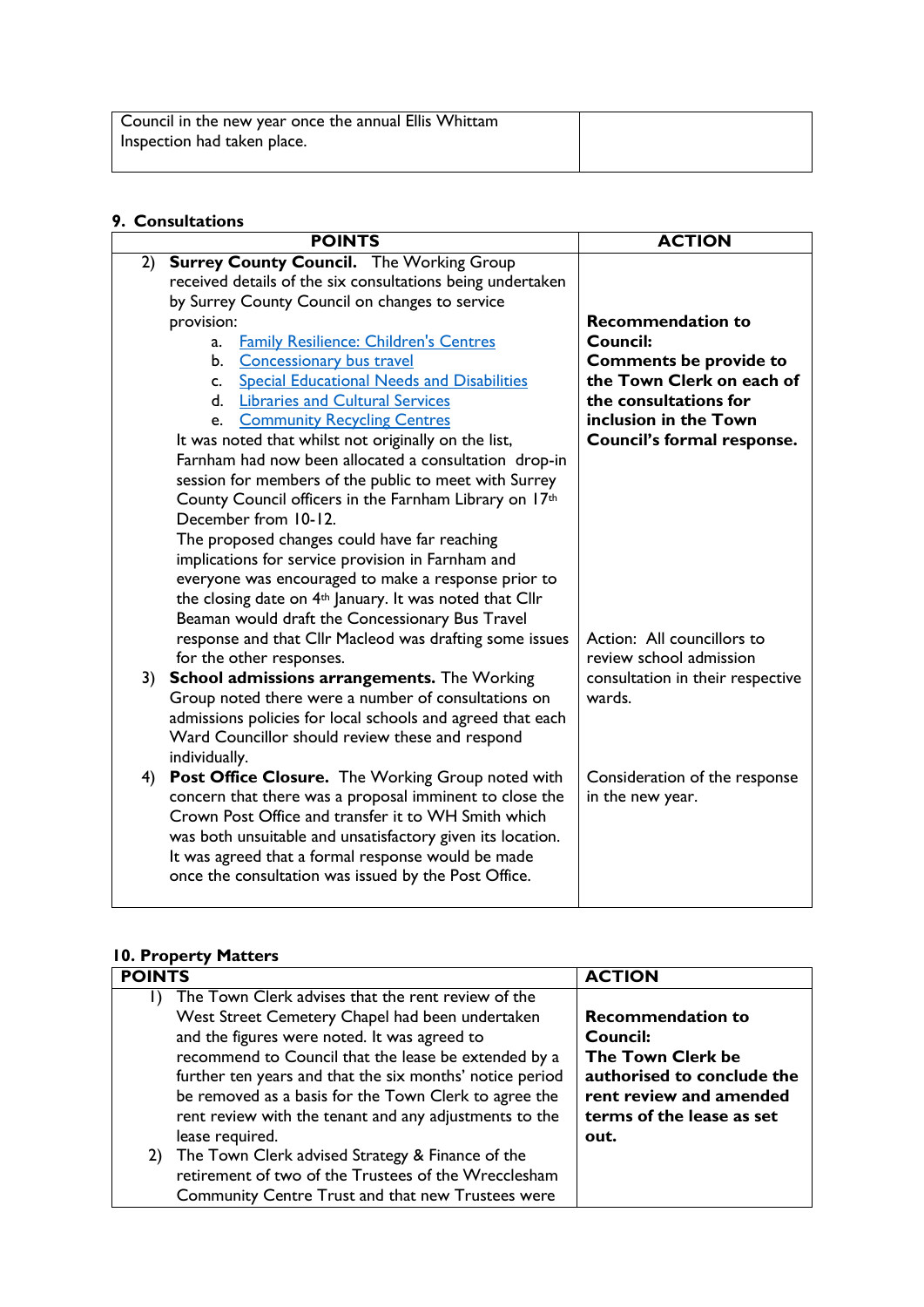| | |
|---|---|
| Council in the new year once the annual Ellis Whittam Inspection had taken place. | |

**9. Consultations**

| POINTS | ACTION |
|---|---|
| 2) **Surrey County Council.** The Working Group received details of the six consultations being undertaken by Surrey County Council on changes to service provision:<br>a. Family Resilience: Children's Centres<br>b. Concessionary bus travel<br>c. Special Educational Needs and Disabilities<br>d. Libraries and Cultural Services<br>e. Community Recycling Centres<br>It was noted that whilst not originally on the list, Farnham had now been allocated a consultation drop-in session for members of the public to meet with Surrey County Council officers in the Farnham Library on 17th December from 10-12.<br>The proposed changes could have far reaching implications for service provision in Farnham and everyone was encouraged to make a response prior to the closing date on 4th January. It was noted that Cllr Beaman would draft the Concessionary Bus Travel response and that Cllr Macleod was drafting some issues for the other responses. | **Recommendation to Council:**<br>**Comments be provide to the Town Clerk on each of the consultations for inclusion in the Town Council's formal response.** |
| 3) **School admissions arrangements.** The Working Group noted there were a number of consultations on admissions policies for local schools and agreed that each Ward Councillor should review these and respond individually. | Action: All councillors to review school admission consultation in their respective wards. |
| 4) **Post Office Closure.** The Working Group noted with concern that there was a proposal imminent to close the Crown Post Office and transfer it to WH Smith which was both unsuitable and unsatisfactory given its location. It was agreed that a formal response would be made once the consultation was issued by the Post Office. | Consideration of the response in the new year. |

**10. Property Matters**

| POINTS | ACTION |
|---|---|
| 1) The Town Clerk advises that the rent review of the West Street Cemetery Chapel had been undertaken and the figures were noted. It was agreed to recommend to Council that the lease be extended by a further ten years and that the six months' notice period be removed as a basis for the Town Clerk to agree the rent review with the tenant and any adjustments to the lease required. | **Recommendation to Council:**<br>**The Town Clerk be authorised to conclude the rent review and amended terms of the lease as set out.** |
| 2) The Town Clerk advised Strategy & Finance of the retirement of two of the Trustees of the Wrecclesham Community Centre Trust and that new Trustees were | |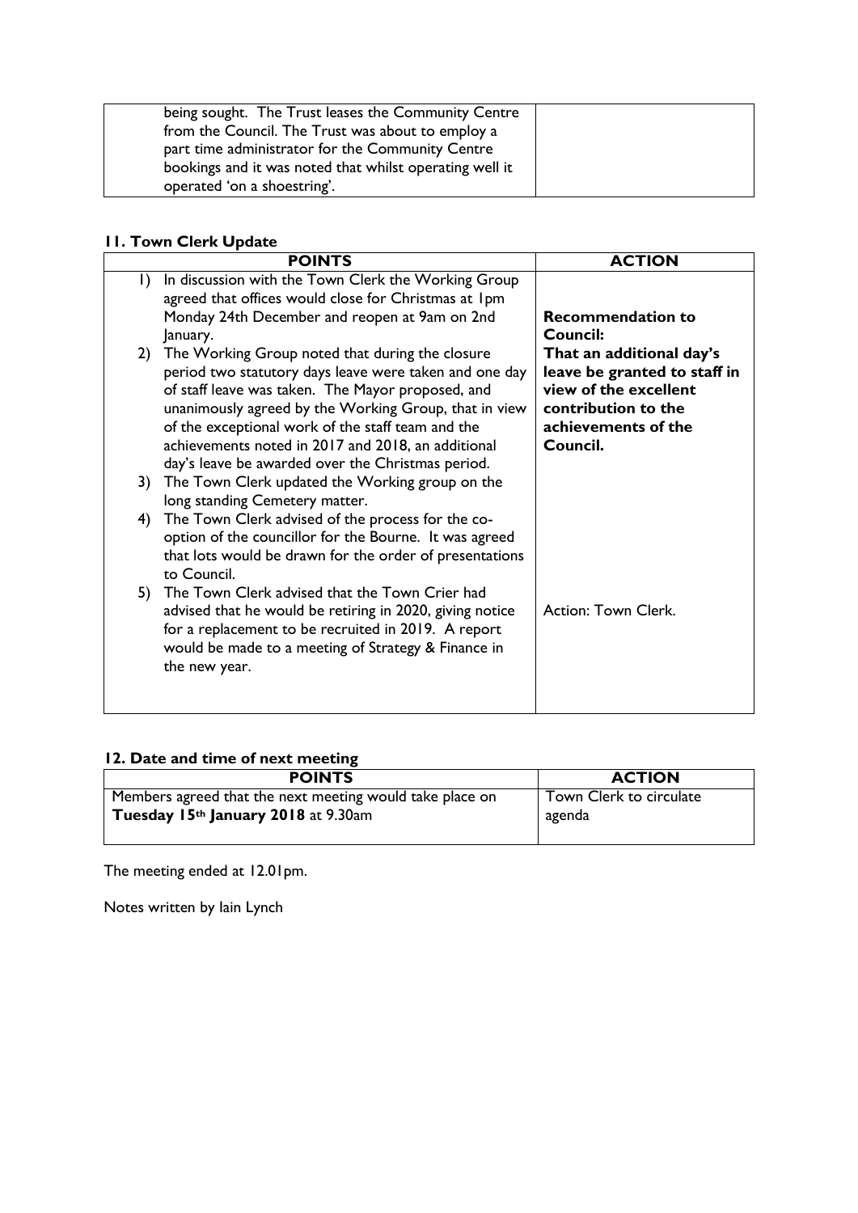| | |
|---|---|
| being sought. The Trust leases the Community Centre from the Council. The Trust was about to employ a part time administrator for the Community Centre bookings and it was noted that whilst operating well it operated 'on a shoestring'. | |

## 11. Town Clerk Update

| POINTS | ACTION |
|---|---|
| 1) In discussion with the Town Clerk the Working Group agreed that offices would close for Christmas at 1pm Monday 24th December and reopen at 9am on 2nd January.<br>2) The Working Group noted that during the closure period two statutory days leave were taken and one day of staff leave was taken. The Mayor proposed, and unanimously agreed by the Working Group, that in view of the exceptional work of the staff team and the achievements noted in 2017 and 2018, an additional day's leave be awarded over the Christmas period.<br>3) The Town Clerk updated the Working group on the long standing Cemetery matter.<br>4) The Town Clerk advised of the process for the co-option of the councillor for the Bourne. It was agreed that lots would be drawn for the order of presentations to Council.<br>5) The Town Clerk advised that the Town Crier had advised that he would be retiring in 2020, giving notice for a replacement to be recruited in 2019. A report would be made to a meeting of Strategy & Finance in the new year. | **Recommendation to Council:**<br>**That an additional day's leave be granted to staff in view of the excellent contribution to the achievements of the Council.**<br><br>Action: Town Clerk. |

## 12. Date and time of next meeting

| POINTS | ACTION |
|---|---|
| Members agreed that the next meeting would take place on **Tuesday 15th January 2018** at 9.30am | Town Clerk to circulate agenda |

The meeting ended at 12.01pm.

Notes written by Iain Lynch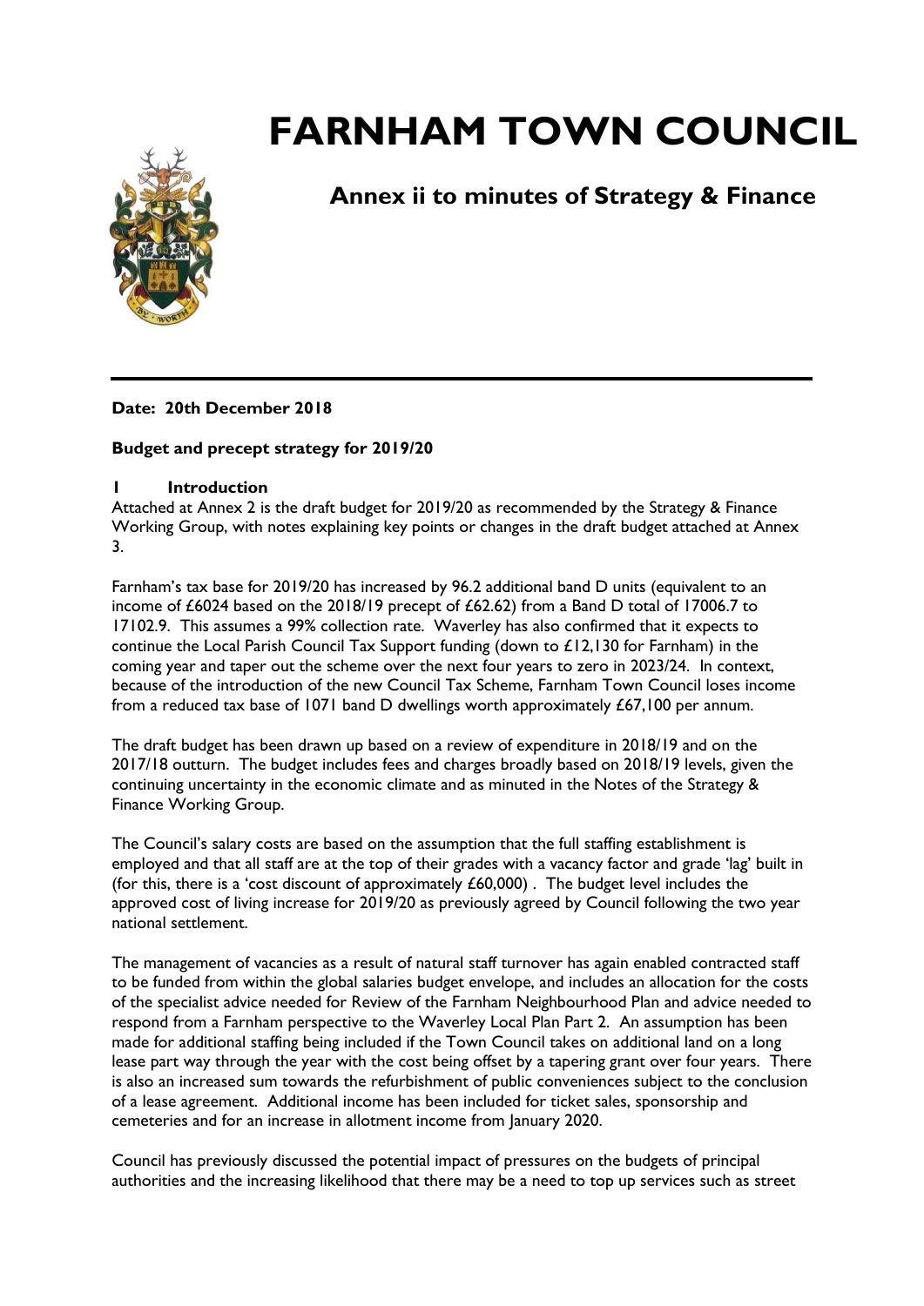# FARNHAM TOWN COUNCIL

## Annex ii to minutes of Strategy & Finance

**Date: 20th December 2018**

**Budget and precept strategy for 2019/20**

**1 Introduction**

Attached at Annex 2 is the draft budget for 2019/20 as recommended by the Strategy & Finance Working Group, with notes explaining key points or changes in the draft budget attached at Annex 3.

Farnham's tax base for 2019/20 has increased by 96.2 additional band D units (equivalent to an income of £6024 based on the 2018/19 precept of £62.62) from a Band D total of 17006.7 to 17102.9. This assumes a 99% collection rate. Waverley has also confirmed that it expects to continue the Local Parish Council Tax Support funding (down to £12,130 for Farnham) in the coming year and taper out the scheme over the next four years to zero in 2023/24. In context, because of the introduction of the new Council Tax Scheme, Farnham Town Council loses income from a reduced tax base of 1071 band D dwellings worth approximately £67,100 per annum.

The draft budget has been drawn up based on a review of expenditure in 2018/19 and on the 2017/18 outturn. The budget includes fees and charges broadly based on 2018/19 levels, given the continuing uncertainty in the economic climate and as minuted in the Notes of the Strategy & Finance Working Group.

The Council's salary costs are based on the assumption that the full staffing establishment is employed and that all staff are at the top of their grades with a vacancy factor and grade 'lag' built in (for this, there is a 'cost discount of approximately £60,000) . The budget level includes the approved cost of living increase for 2019/20 as previously agreed by Council following the two year national settlement.

The management of vacancies as a result of natural staff turnover has again enabled contracted staff to be funded from within the global salaries budget envelope, and includes an allocation for the costs of the specialist advice needed for Review of the Farnham Neighbourhood Plan and advice needed to respond from a Farnham perspective to the Waverley Local Plan Part 2. An assumption has been made for additional staffing being included if the Town Council takes on additional land on a long lease part way through the year with the cost being offset by a tapering grant over four years. There is also an increased sum towards the refurbishment of public conveniences subject to the conclusion of a lease agreement. Additional income has been included for ticket sales, sponsorship and cemeteries and for an increase in allotment income from January 2020.

Council has previously discussed the potential impact of pressures on the budgets of principal authorities and the increasing likelihood that there may be a need to top up services such as street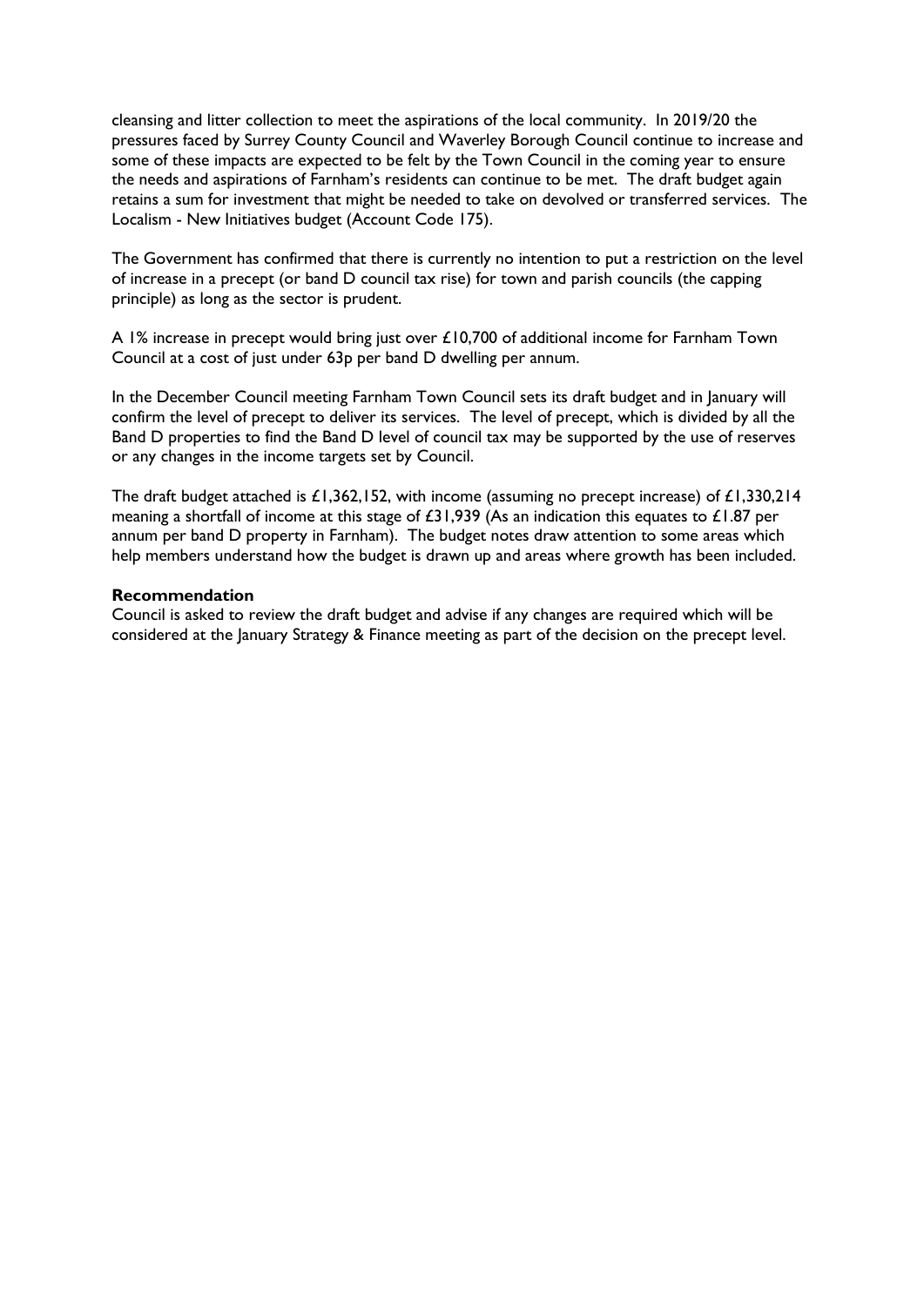cleansing and litter collection to meet the aspirations of the local community. In 2019/20 the pressures faced by Surrey County Council and Waverley Borough Council continue to increase and some of these impacts are expected to be felt by the Town Council in the coming year to ensure the needs and aspirations of Farnham's residents can continue to be met. The draft budget again retains a sum for investment that might be needed to take on devolved or transferred services. The Localism - New Initiatives budget (Account Code 175).

The Government has confirmed that there is currently no intention to put a restriction on the level of increase in a precept (or band D council tax rise) for town and parish councils (the capping principle) as long as the sector is prudent.

A 1% increase in precept would bring just over £10,700 of additional income for Farnham Town Council at a cost of just under 63p per band D dwelling per annum.

In the December Council meeting Farnham Town Council sets its draft budget and in January will confirm the level of precept to deliver its services. The level of precept, which is divided by all the Band D properties to find the Band D level of council tax may be supported by the use of reserves or any changes in the income targets set by Council.

The draft budget attached is £1,362,152, with income (assuming no precept increase) of £1,330,214 meaning a shortfall of income at this stage of £31,939 (As an indication this equates to £1.87 per annum per band D property in Farnham). The budget notes draw attention to some areas which help members understand how the budget is drawn up and areas where growth has been included.

**Recommendation**

Council is asked to review the draft budget and advise if any changes are required which will be considered at the January Strategy & Finance meeting as part of the decision on the precept level.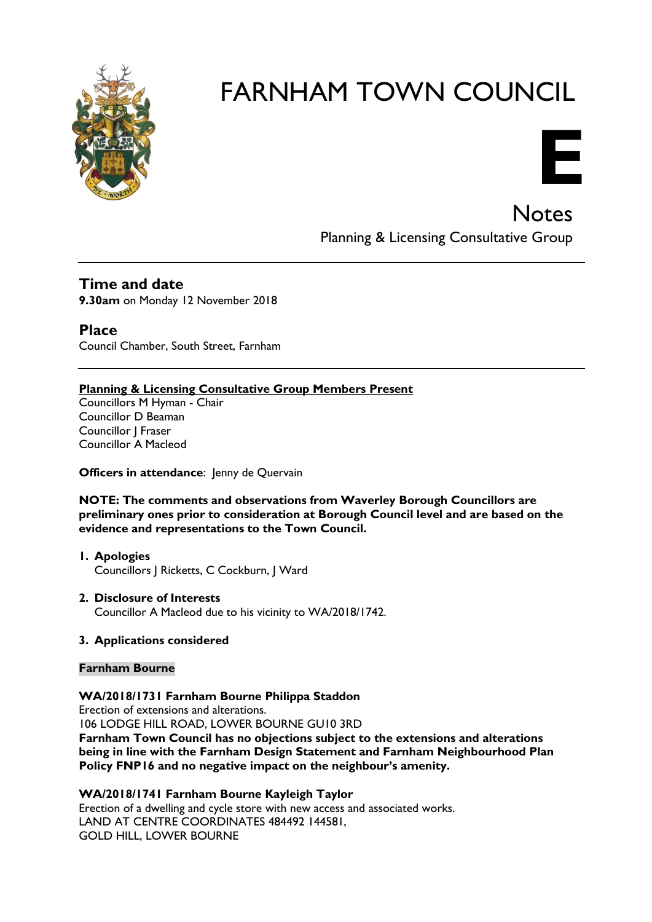# FARNHAM TOWN COUNCIL

**E**

## Notes

Planning & Licensing Consultative Group

---

## Time and date

**9.30am** on Monday 12 November 2018

## Place

Council Chamber, South Street, Farnham

---

**Planning & Licensing Consultative Group Members Present**

Councillors M Hyman - Chair
Councillor D Beaman
Councillor J Fraser
Councillor A Macleod

**Officers in attendance**: Jenny de Quervain

**NOTE: The comments and observations from Waverley Borough Councillors are preliminary ones prior to consideration at Borough Council level and are based on the evidence and representations to the Town Council.**

1. **Apologies**
   Councillors J Ricketts, C Cockburn, J Ward

2. **Disclosure of Interests**
   Councillor A Macleod due to his vicinity to WA/2018/1742.

3. **Applications considered**

**Farnham Bourne**

**WA/2018/1731 Farnham Bourne Philippa Staddon**
Erection of extensions and alterations.
106 LODGE HILL ROAD, LOWER BOURNE GU10 3RD
**Farnham Town Council has no objections subject to the extensions and alterations being in line with the Farnham Design Statement and Farnham Neighbourhood Plan Policy FNP16 and no negative impact on the neighbour's amenity.**

**WA/2018/1741 Farnham Bourne Kayleigh Taylor**
Erection of a dwelling and cycle store with new access and associated works.
LAND AT CENTRE COORDINATES 484492 144581,
GOLD HILL, LOWER BOURNE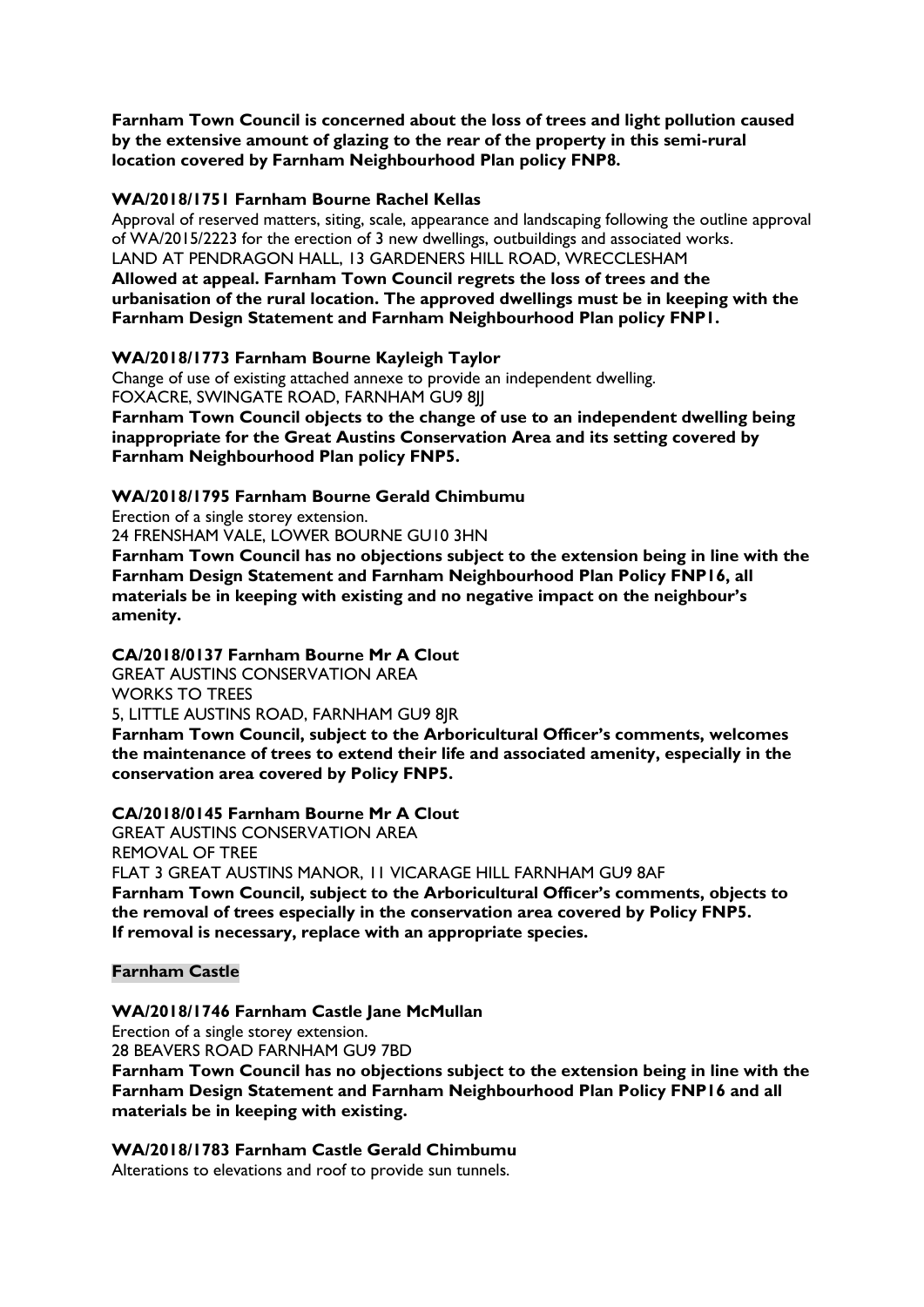**Farnham Town Council is concerned about the loss of trees and light pollution caused by the extensive amount of glazing to the rear of the property in this semi-rural location covered by Farnham Neighbourhood Plan policy FNP8.**

**WA/2018/1751 Farnham Bourne Rachel Kellas**

Approval of reserved matters, siting, scale, appearance and landscaping following the outline approval of WA/2015/2223 for the erection of 3 new dwellings, outbuildings and associated works.
LAND AT PENDRAGON HALL, 13 GARDENERS HILL ROAD, WRECCLESHAM
**Allowed at appeal. Farnham Town Council regrets the loss of trees and the urbanisation of the rural location. The approved dwellings must be in keeping with the Farnham Design Statement and Farnham Neighbourhood Plan policy FNP1.**

**WA/2018/1773 Farnham Bourne Kayleigh Taylor**

Change of use of existing attached annexe to provide an independent dwelling.
FOXACRE, SWINGATE ROAD, FARNHAM GU9 8JJ
**Farnham Town Council objects to the change of use to an independent dwelling being inappropriate for the Great Austins Conservation Area and its setting covered by Farnham Neighbourhood Plan policy FNP5.**

**WA/2018/1795 Farnham Bourne Gerald Chimbumu**

Erection of a single storey extension.
24 FRENSHAM VALE, LOWER BOURNE GU10 3HN
**Farnham Town Council has no objections subject to the extension being in line with the Farnham Design Statement and Farnham Neighbourhood Plan Policy FNP16, all materials be in keeping with existing and no negative impact on the neighbour's amenity.**

**CA/2018/0137 Farnham Bourne Mr A Clout**

GREAT AUSTINS CONSERVATION AREA
WORKS TO TREES
5, LITTLE AUSTINS ROAD, FARNHAM GU9 8JR
**Farnham Town Council, subject to the Arboricultural Officer's comments, welcomes the maintenance of trees to extend their life and associated amenity, especially in the conservation area covered by Policy FNP5.**

**CA/2018/0145 Farnham Bourne Mr A Clout**

GREAT AUSTINS CONSERVATION AREA
REMOVAL OF TREE
FLAT 3 GREAT AUSTINS MANOR, 11 VICARAGE HILL FARNHAM GU9 8AF
**Farnham Town Council, subject to the Arboricultural Officer's comments, objects to the removal of trees especially in the conservation area covered by Policy FNP5. If removal is necessary, replace with an appropriate species.**

**Farnham Castle**

**WA/2018/1746 Farnham Castle Jane McMullan**

Erection of a single storey extension.
28 BEAVERS ROAD FARNHAM GU9 7BD
**Farnham Town Council has no objections subject to the extension being in line with the Farnham Design Statement and Farnham Neighbourhood Plan Policy FNP16 and all materials be in keeping with existing.**

**WA/2018/1783 Farnham Castle Gerald Chimbumu**

Alterations to elevations and roof to provide sun tunnels.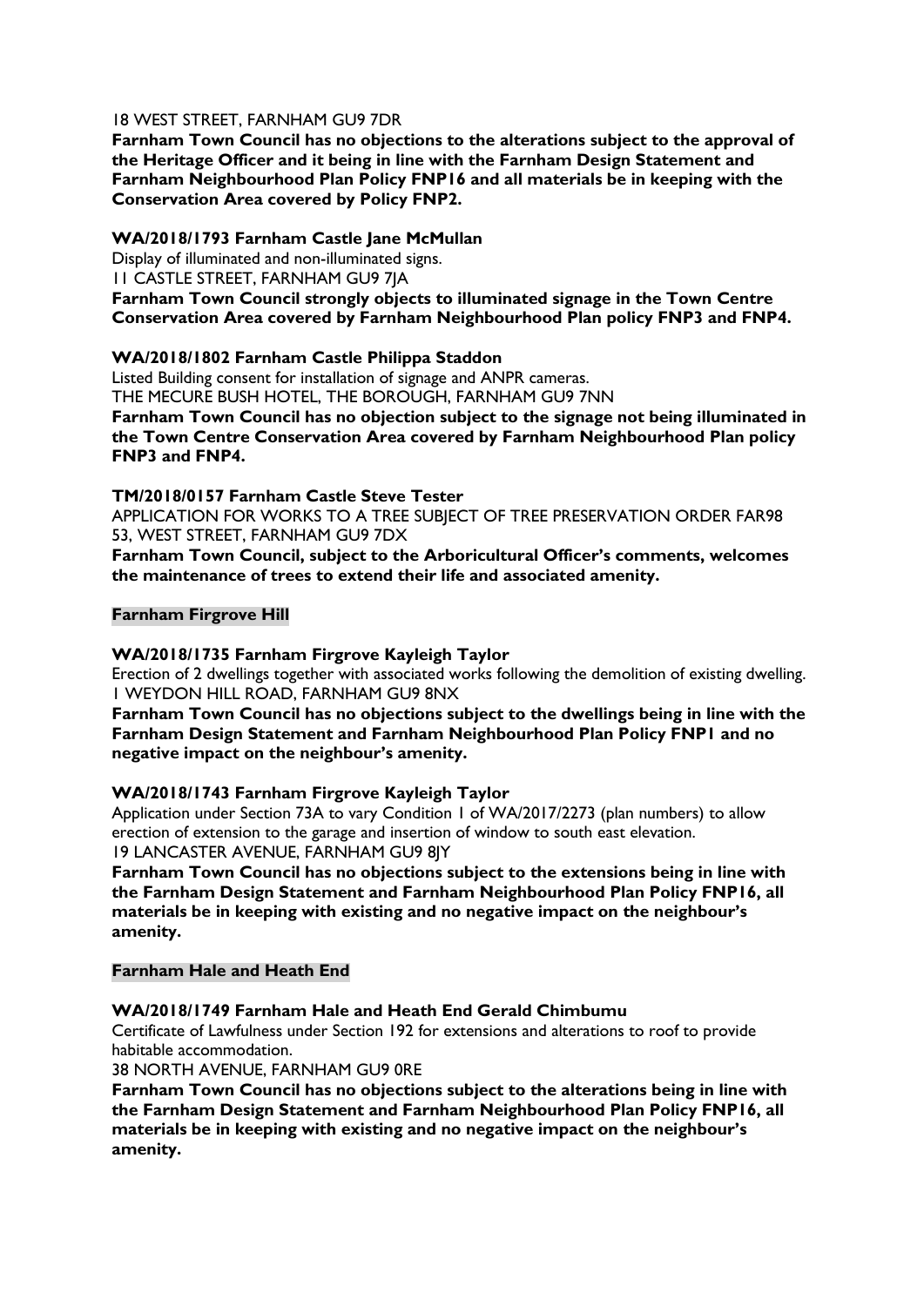18 WEST STREET, FARNHAM GU9 7DR

**Farnham Town Council has no objections to the alterations subject to the approval of the Heritage Officer and it being in line with the Farnham Design Statement and Farnham Neighbourhood Plan Policy FNP16 and all materials be in keeping with the Conservation Area covered by Policy FNP2.**

**WA/2018/1793 Farnham Castle Jane McMullan**

Display of illuminated and non-illuminated signs.

11 CASTLE STREET, FARNHAM GU9 7JA

**Farnham Town Council strongly objects to illuminated signage in the Town Centre Conservation Area covered by Farnham Neighbourhood Plan policy FNP3 and FNP4.**

**WA/2018/1802 Farnham Castle Philippa Staddon**

Listed Building consent for installation of signage and ANPR cameras.

THE MECURE BUSH HOTEL, THE BOROUGH, FARNHAM GU9 7NN

**Farnham Town Council has no objection subject to the signage not being illuminated in the Town Centre Conservation Area covered by Farnham Neighbourhood Plan policy FNP3 and FNP4.**

**TM/2018/0157 Farnham Castle Steve Tester**

APPLICATION FOR WORKS TO A TREE SUBJECT OF TREE PRESERVATION ORDER FAR98

53, WEST STREET, FARNHAM GU9 7DX

**Farnham Town Council, subject to the Arboricultural Officer's comments, welcomes the maintenance of trees to extend their life and associated amenity.**

**Farnham Firgrove Hill**

**WA/2018/1735 Farnham Firgrove Kayleigh Taylor**

Erection of 2 dwellings together with associated works following the demolition of existing dwelling.

1 WEYDON HILL ROAD, FARNHAM GU9 8NX

**Farnham Town Council has no objections subject to the dwellings being in line with the Farnham Design Statement and Farnham Neighbourhood Plan Policy FNP1 and no negative impact on the neighbour's amenity.**

**WA/2018/1743 Farnham Firgrove Kayleigh Taylor**

Application under Section 73A to vary Condition 1 of WA/2017/2273 (plan numbers) to allow erection of extension to the garage and insertion of window to south east elevation.

19 LANCASTER AVENUE, FARNHAM GU9 8JY

**Farnham Town Council has no objections subject to the extensions being in line with the Farnham Design Statement and Farnham Neighbourhood Plan Policy FNP16, all materials be in keeping with existing and no negative impact on the neighbour's amenity.**

**Farnham Hale and Heath End**

**WA/2018/1749 Farnham Hale and Heath End Gerald Chimbumu**

Certificate of Lawfulness under Section 192 for extensions and alterations to roof to provide habitable accommodation.

38 NORTH AVENUE, FARNHAM GU9 0RE

**Farnham Town Council has no objections subject to the alterations being in line with the Farnham Design Statement and Farnham Neighbourhood Plan Policy FNP16, all materials be in keeping with existing and no negative impact on the neighbour's amenity.**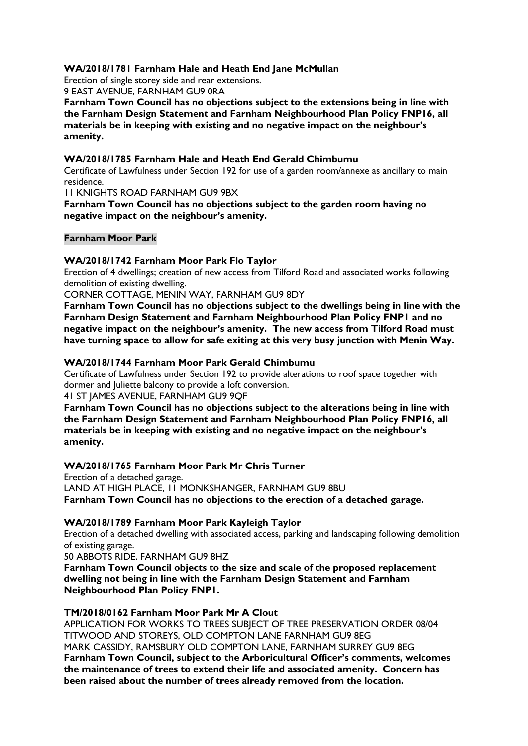**WA/2018/1781 Farnham Hale and Heath End Jane McMullan**

Erection of single storey side and rear extensions.

9 EAST AVENUE, FARNHAM GU9 0RA

**Farnham Town Council has no objections subject to the extensions being in line with the Farnham Design Statement and Farnham Neighbourhood Plan Policy FNP16, all materials be in keeping with existing and no negative impact on the neighbour's amenity.**

**WA/2018/1785 Farnham Hale and Heath End Gerald Chimbumu**

Certificate of Lawfulness under Section 192 for use of a garden room/annexe as ancillary to main residence.

11 KNIGHTS ROAD FARNHAM GU9 9BX

**Farnham Town Council has no objections subject to the garden room having no negative impact on the neighbour's amenity.**

**Farnham Moor Park**

**WA/2018/1742 Farnham Moor Park Flo Taylor**

Erection of 4 dwellings; creation of new access from Tilford Road and associated works following demolition of existing dwelling.

CORNER COTTAGE, MENIN WAY, FARNHAM GU9 8DY

**Farnham Town Council has no objections subject to the dwellings being in line with the Farnham Design Statement and Farnham Neighbourhood Plan Policy FNP1 and no negative impact on the neighbour's amenity. The new access from Tilford Road must have turning space to allow for safe exiting at this very busy junction with Menin Way.**

**WA/2018/1744 Farnham Moor Park Gerald Chimbumu**

Certificate of Lawfulness under Section 192 to provide alterations to roof space together with dormer and Juliette balcony to provide a loft conversion.

41 ST JAMES AVENUE, FARNHAM GU9 9QF

**Farnham Town Council has no objections subject to the alterations being in line with the Farnham Design Statement and Farnham Neighbourhood Plan Policy FNP16, all materials be in keeping with existing and no negative impact on the neighbour's amenity.**

**WA/2018/1765 Farnham Moor Park Mr Chris Turner**

Erection of a detached garage.

LAND AT HIGH PLACE, 11 MONKSHANGER, FARNHAM GU9 8BU

**Farnham Town Council has no objections to the erection of a detached garage.**

**WA/2018/1789 Farnham Moor Park Kayleigh Taylor**

Erection of a detached dwelling with associated access, parking and landscaping following demolition of existing garage.

50 ABBOTS RIDE, FARNHAM GU9 8HZ

**Farnham Town Council objects to the size and scale of the proposed replacement dwelling not being in line with the Farnham Design Statement and Farnham Neighbourhood Plan Policy FNP1.**

**TM/2018/0162 Farnham Moor Park Mr A Clout**

APPLICATION FOR WORKS TO TREES SUBJECT OF TREE PRESERVATION ORDER 08/04

TITWOOD AND STOREYS, OLD COMPTON LANE FARNHAM GU9 8EG

MARK CASSIDY, RAMSBURY OLD COMPTON LANE, FARNHAM SURREY GU9 8EG

**Farnham Town Council, subject to the Arboricultural Officer's comments, welcomes the maintenance of trees to extend their life and associated amenity. Concern has been raised about the number of trees already removed from the location.**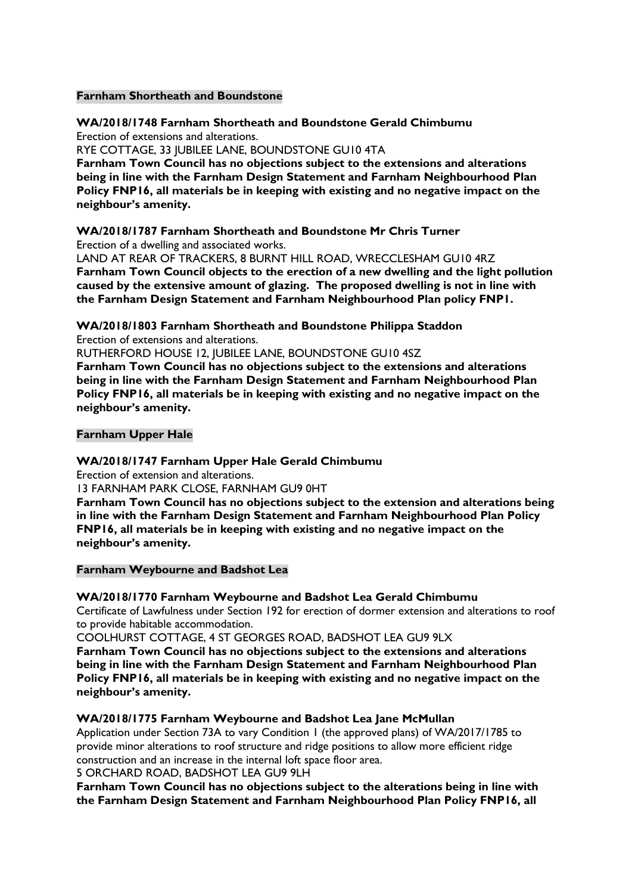**Farnham Shortheath and Boundstone**

**WA/2018/1748 Farnham Shortheath and Boundstone Gerald Chimbumu**

Erection of extensions and alterations.

RYE COTTAGE, 33 JUBILEE LANE, BOUNDSTONE GU10 4TA

**Farnham Town Council has no objections subject to the extensions and alterations being in line with the Farnham Design Statement and Farnham Neighbourhood Plan Policy FNP16, all materials be in keeping with existing and no negative impact on the neighbour's amenity.**

**WA/2018/1787 Farnham Shortheath and Boundstone Mr Chris Turner**

Erection of a dwelling and associated works.

LAND AT REAR OF TRACKERS, 8 BURNT HILL ROAD, WRECCLESHAM GU10 4RZ

**Farnham Town Council objects to the erection of a new dwelling and the light pollution caused by the extensive amount of glazing. The proposed dwelling is not in line with the Farnham Design Statement and Farnham Neighbourhood Plan policy FNP1.**

**WA/2018/1803 Farnham Shortheath and Boundstone Philippa Staddon**

Erection of extensions and alterations.

RUTHERFORD HOUSE 12, JUBILEE LANE, BOUNDSTONE GU10 4SZ

**Farnham Town Council has no objections subject to the extensions and alterations being in line with the Farnham Design Statement and Farnham Neighbourhood Plan Policy FNP16, all materials be in keeping with existing and no negative impact on the neighbour's amenity.**

**Farnham Upper Hale**

**WA/2018/1747 Farnham Upper Hale Gerald Chimbumu**

Erection of extension and alterations.

13 FARNHAM PARK CLOSE, FARNHAM GU9 0HT

**Farnham Town Council has no objections subject to the extension and alterations being in line with the Farnham Design Statement and Farnham Neighbourhood Plan Policy FNP16, all materials be in keeping with existing and no negative impact on the neighbour's amenity.**

**Farnham Weybourne and Badshot Lea**

**WA/2018/1770 Farnham Weybourne and Badshot Lea Gerald Chimbumu**

Certificate of Lawfulness under Section 192 for erection of dormer extension and alterations to roof to provide habitable accommodation.

COOLHURST COTTAGE, 4 ST GEORGES ROAD, BADSHOT LEA GU9 9LX

**Farnham Town Council has no objections subject to the extensions and alterations being in line with the Farnham Design Statement and Farnham Neighbourhood Plan Policy FNP16, all materials be in keeping with existing and no negative impact on the neighbour's amenity.**

**WA/2018/1775 Farnham Weybourne and Badshot Lea Jane McMullan**

Application under Section 73A to vary Condition 1 (the approved plans) of WA/2017/1785 to provide minor alterations to roof structure and ridge positions to allow more efficient ridge construction and an increase in the internal loft space floor area.

5 ORCHARD ROAD, BADSHOT LEA GU9 9LH

**Farnham Town Council has no objections subject to the alterations being in line with the Farnham Design Statement and Farnham Neighbourhood Plan Policy FNP16, all**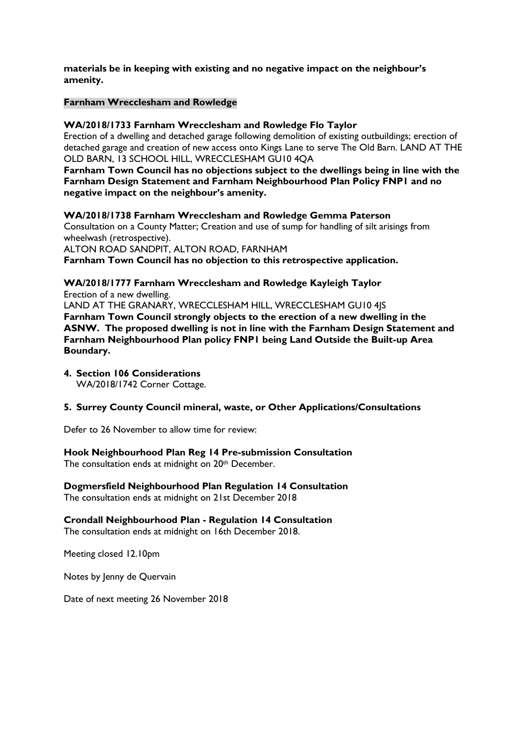**materials be in keeping with existing and no negative impact on the neighbour's amenity.**

**Farnham Wrecclesham and Rowledge**

**WA/2018/1733 Farnham Wrecclesham and Rowledge Flo Taylor**

Erection of a dwelling and detached garage following demolition of existing outbuildings; erection of detached garage and creation of new access onto Kings Lane to serve The Old Barn. LAND AT THE OLD BARN, 13 SCHOOL HILL, WRECCLESHAM GU10 4QA

**Farnham Town Council has no objections subject to the dwellings being in line with the Farnham Design Statement and Farnham Neighbourhood Plan Policy FNP1 and no negative impact on the neighbour's amenity.**

**WA/2018/1738 Farnham Wrecclesham and Rowledge Gemma Paterson**

Consultation on a County Matter; Creation and use of sump for handling of silt arisings from wheelwash (retrospective).

ALTON ROAD SANDPIT, ALTON ROAD, FARNHAM

**Farnham Town Council has no objection to this retrospective application.**

**WA/2018/1777 Farnham Wrecclesham and Rowledge Kayleigh Taylor**

Erection of a new dwelling.

LAND AT THE GRANARY, WRECCLESHAM HILL, WRECCLESHAM GU10 4JS

**Farnham Town Council strongly objects to the erection of a new dwelling in the ASNW. The proposed dwelling is not in line with the Farnham Design Statement and Farnham Neighbourhood Plan policy FNP1 being Land Outside the Built-up Area Boundary.**

**4. Section 106 Considerations**

WA/2018/1742 Corner Cottage.

**5. Surrey County Council mineral, waste, or Other Applications/Consultations**

Defer to 26 November to allow time for review:

**Hook Neighbourhood Plan Reg 14 Pre-submission Consultation**

The consultation ends at midnight on 20th December.

**Dogmersfield Neighbourhood Plan Regulation 14 Consultation**

The consultation ends at midnight on 21st December 2018

**Crondall Neighbourhood Plan - Regulation 14 Consultation**

The consultation ends at midnight on 16th December 2018.

Meeting closed 12.10pm

Notes by Jenny de Quervain

Date of next meeting 26 November 2018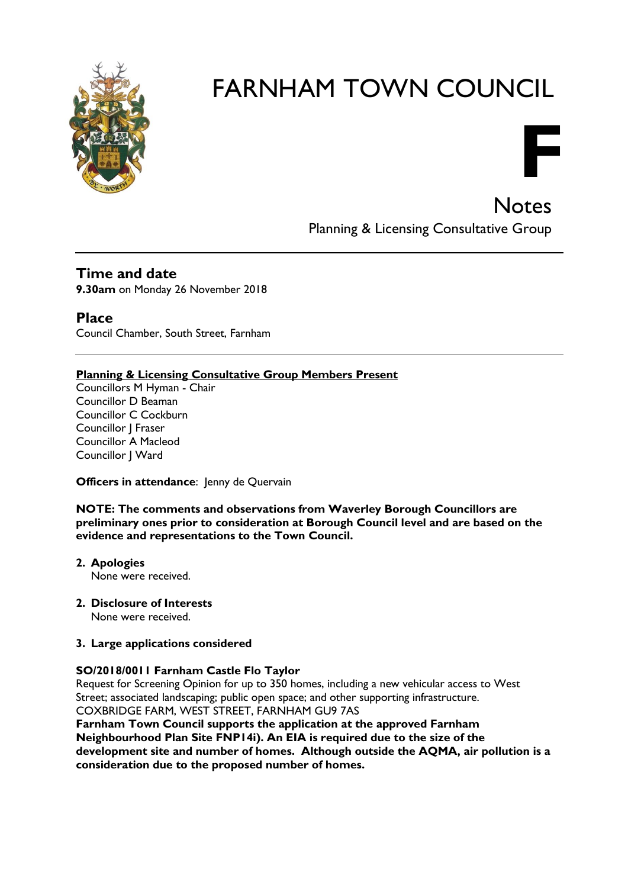# FARNHAM TOWN COUNCIL

**F**

## Notes
Planning & Licensing Consultative Group

---

## Time and date
**9.30am** on Monday 26 November 2018

## Place
Council Chamber, South Street, Farnham

---

**Planning & Licensing Consultative Group Members Present**
Councillors M Hyman - Chair
Councillor D Beaman
Councillor C Cockburn
Councillor J Fraser
Councillor A Macleod
Councillor J Ward

**Officers in attendance**: Jenny de Quervain

**NOTE: The comments and observations from Waverley Borough Councillors are preliminary ones prior to consideration at Borough Council level and are based on the evidence and representations to the Town Council.**

2. **Apologies**
   None were received.

2. **Disclosure of Interests**
   None were received.

3. **Large applications considered**

**SO/2018/0011 Farnham Castle Flo Taylor**
Request for Screening Opinion for up to 350 homes, including a new vehicular access to West Street; associated landscaping; public open space; and other supporting infrastructure.
COXBRIDGE FARM, WEST STREET, FARNHAM GU9 7AS
**Farnham Town Council supports the application at the approved Farnham Neighbourhood Plan Site FNP14i). An EIA is required due to the size of the development site and number of homes. Although outside the AQMA, air pollution is a consideration due to the proposed number of homes.**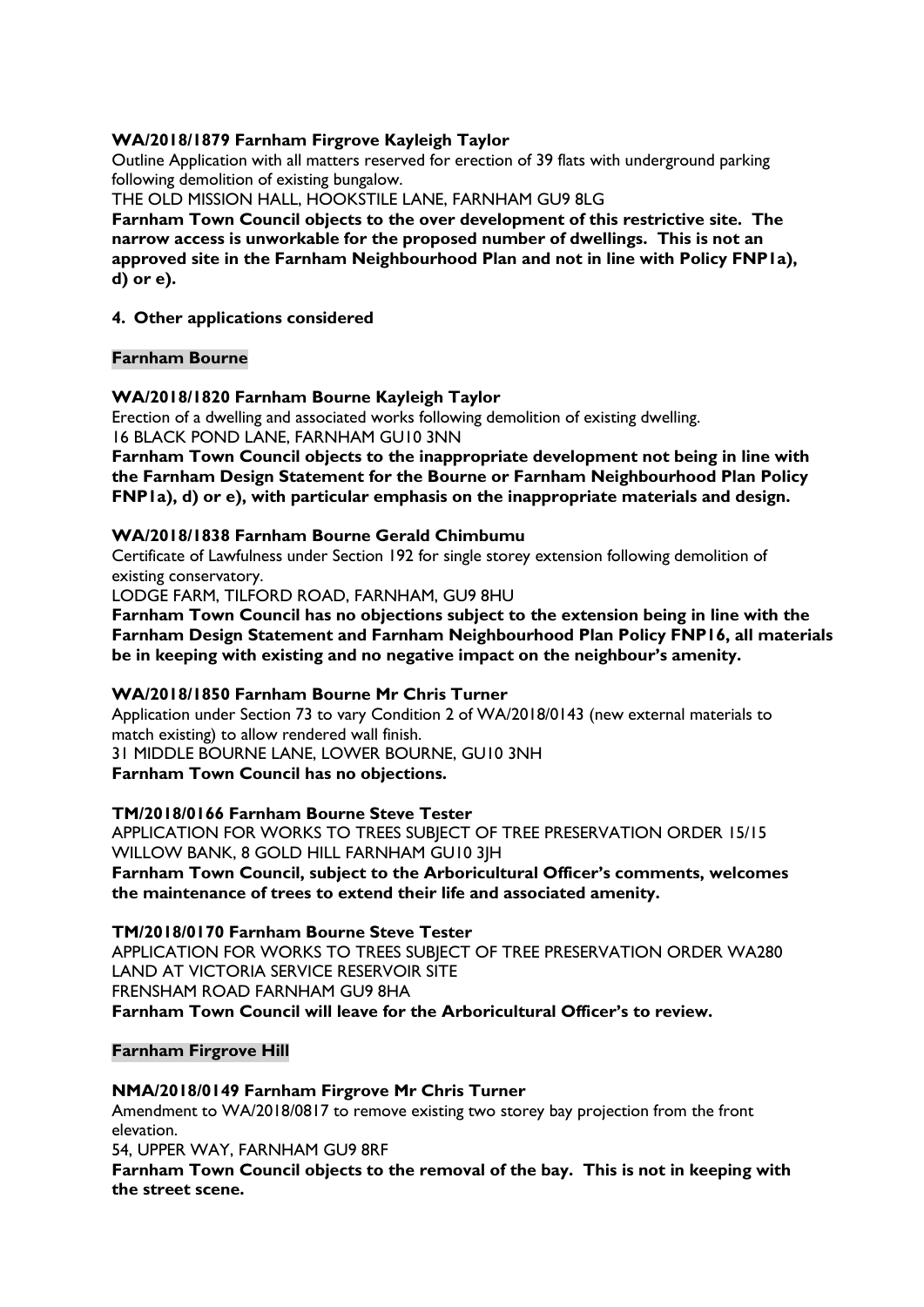**WA/2018/1879 Farnham Firgrove Kayleigh Taylor**

Outline Application with all matters reserved for erection of 39 flats with underground parking following demolition of existing bungalow.

THE OLD MISSION HALL, HOOKSTILE LANE, FARNHAM GU9 8LG

**Farnham Town Council objects to the over development of this restrictive site. The narrow access is unworkable for the proposed number of dwellings. This is not an approved site in the Farnham Neighbourhood Plan and not in line with Policy FNP1a), d) or e).**

**4. Other applications considered**

**Farnham Bourne**

**WA/2018/1820 Farnham Bourne Kayleigh Taylor**

Erection of a dwelling and associated works following demolition of existing dwelling.

16 BLACK POND LANE, FARNHAM GU10 3NN

**Farnham Town Council objects to the inappropriate development not being in line with the Farnham Design Statement for the Bourne or Farnham Neighbourhood Plan Policy FNP1a), d) or e), with particular emphasis on the inappropriate materials and design.**

**WA/2018/1838 Farnham Bourne Gerald Chimbumu**

Certificate of Lawfulness under Section 192 for single storey extension following demolition of existing conservatory.

LODGE FARM, TILFORD ROAD, FARNHAM, GU9 8HU

**Farnham Town Council has no objections subject to the extension being in line with the Farnham Design Statement and Farnham Neighbourhood Plan Policy FNP16, all materials be in keeping with existing and no negative impact on the neighbour's amenity.**

**WA/2018/1850 Farnham Bourne Mr Chris Turner**

Application under Section 73 to vary Condition 2 of WA/2018/0143 (new external materials to match existing) to allow rendered wall finish.

31 MIDDLE BOURNE LANE, LOWER BOURNE, GU10 3NH

**Farnham Town Council has no objections.**

**TM/2018/0166 Farnham Bourne Steve Tester**

APPLICATION FOR WORKS TO TREES SUBJECT OF TREE PRESERVATION ORDER 15/15

WILLOW BANK, 8 GOLD HILL FARNHAM GU10 3JH

**Farnham Town Council, subject to the Arboricultural Officer's comments, welcomes the maintenance of trees to extend their life and associated amenity.**

**TM/2018/0170 Farnham Bourne Steve Tester**

APPLICATION FOR WORKS TO TREES SUBJECT OF TREE PRESERVATION ORDER WA280

LAND AT VICTORIA SERVICE RESERVOIR SITE

FRENSHAM ROAD FARNHAM GU9 8HA

**Farnham Town Council will leave for the Arboricultural Officer's to review.**

**Farnham Firgrove Hill**

**NMA/2018/0149 Farnham Firgrove Mr Chris Turner**

Amendment to WA/2018/0817 to remove existing two storey bay projection from the front elevation.

54, UPPER WAY, FARNHAM GU9 8RF

**Farnham Town Council objects to the removal of the bay. This is not in keeping with the street scene.**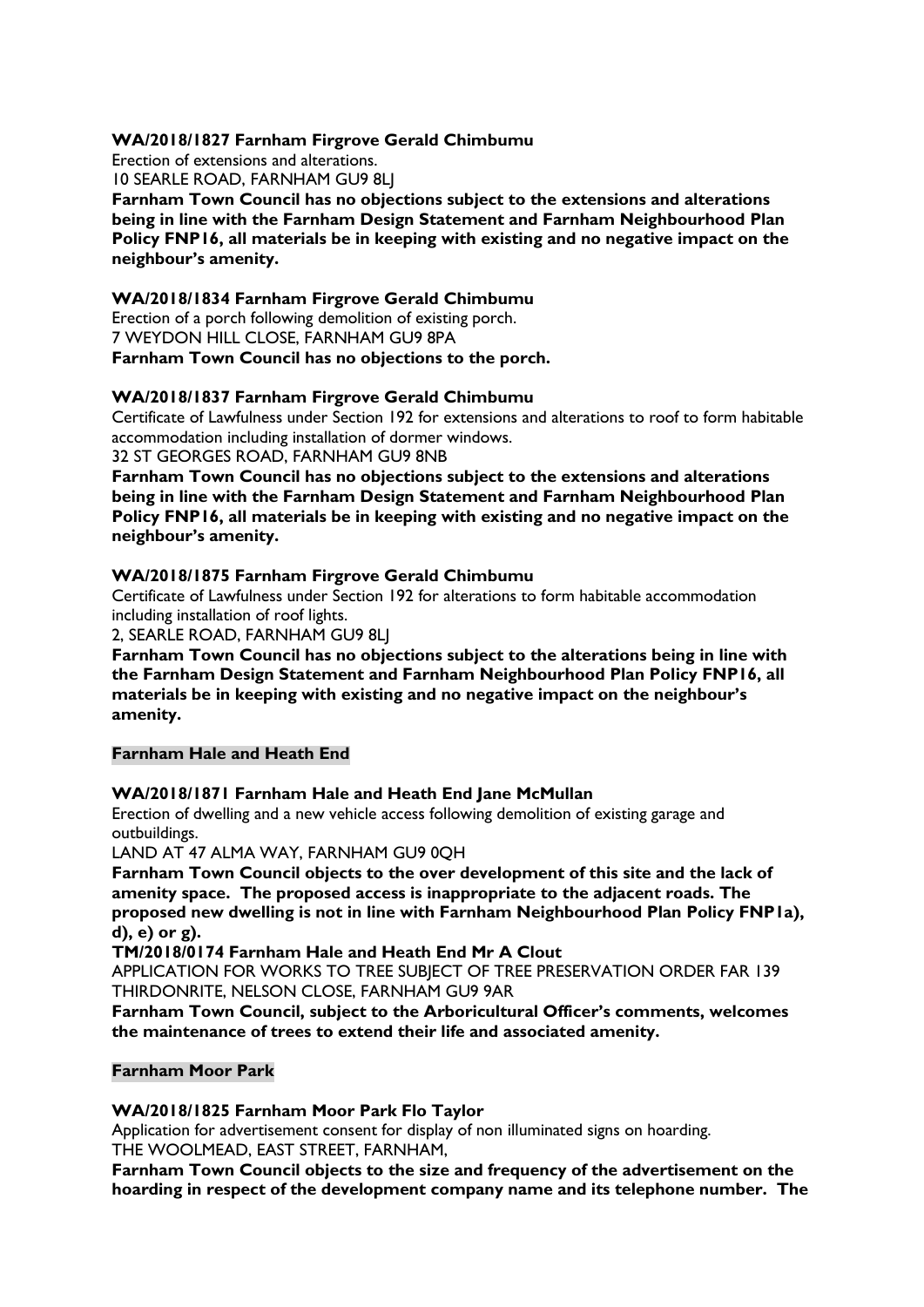**WA/2018/1827 Farnham Firgrove Gerald Chimbumu**

Erection of extensions and alterations.

10 SEARLE ROAD, FARNHAM GU9 8LJ

**Farnham Town Council has no objections subject to the extensions and alterations being in line with the Farnham Design Statement and Farnham Neighbourhood Plan Policy FNP16, all materials be in keeping with existing and no negative impact on the neighbour's amenity.**

**WA/2018/1834 Farnham Firgrove Gerald Chimbumu**

Erection of a porch following demolition of existing porch.

7 WEYDON HILL CLOSE, FARNHAM GU9 8PA

**Farnham Town Council has no objections to the porch.**

**WA/2018/1837 Farnham Firgrove Gerald Chimbumu**

Certificate of Lawfulness under Section 192 for extensions and alterations to roof to form habitable accommodation including installation of dormer windows.

32 ST GEORGES ROAD, FARNHAM GU9 8NB

**Farnham Town Council has no objections subject to the extensions and alterations being in line with the Farnham Design Statement and Farnham Neighbourhood Plan Policy FNP16, all materials be in keeping with existing and no negative impact on the neighbour's amenity.**

**WA/2018/1875 Farnham Firgrove Gerald Chimbumu**

Certificate of Lawfulness under Section 192 for alterations to form habitable accommodation including installation of roof lights.

2, SEARLE ROAD, FARNHAM GU9 8LJ

**Farnham Town Council has no objections subject to the alterations being in line with the Farnham Design Statement and Farnham Neighbourhood Plan Policy FNP16, all materials be in keeping with existing and no negative impact on the neighbour's amenity.**

**Farnham Hale and Heath End**

**WA/2018/1871 Farnham Hale and Heath End Jane McMullan**

Erection of dwelling and a new vehicle access following demolition of existing garage and outbuildings.

LAND AT 47 ALMA WAY, FARNHAM GU9 0QH

**Farnham Town Council objects to the over development of this site and the lack of amenity space. The proposed access is inappropriate to the adjacent roads. The proposed new dwelling is not in line with Farnham Neighbourhood Plan Policy FNP1a), d), e) or g).**

**TM/2018/0174 Farnham Hale and Heath End Mr A Clout**

APPLICATION FOR WORKS TO TREE SUBJECT OF TREE PRESERVATION ORDER FAR 139

THIRDONRITE, NELSON CLOSE, FARNHAM GU9 9AR

**Farnham Town Council, subject to the Arboricultural Officer's comments, welcomes the maintenance of trees to extend their life and associated amenity.**

**Farnham Moor Park**

**WA/2018/1825 Farnham Moor Park Flo Taylor**

Application for advertisement consent for display of non illuminated signs on hoarding.

THE WOOLMEAD, EAST STREET, FARNHAM,

**Farnham Town Council objects to the size and frequency of the advertisement on the hoarding in respect of the development company name and its telephone number. The**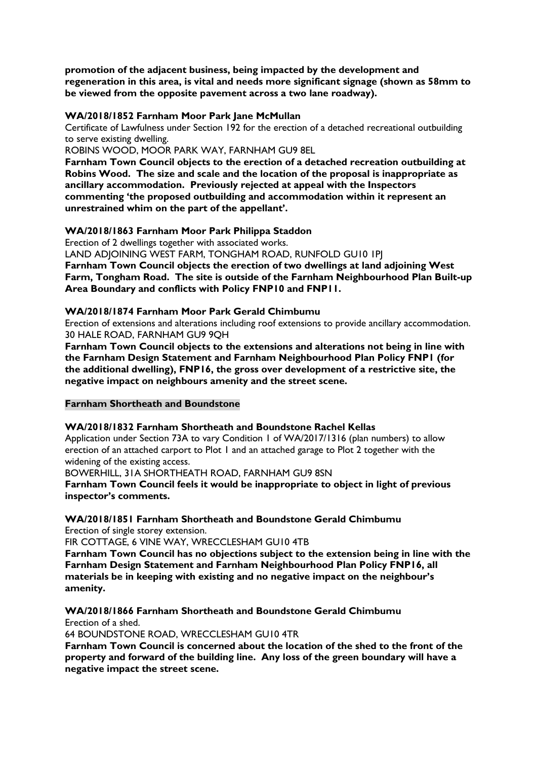**promotion of the adjacent business, being impacted by the development and regeneration in this area, is vital and needs more significant signage (shown as 58mm to be viewed from the opposite pavement across a two lane roadway).**

**WA/2018/1852 Farnham Moor Park Jane McMullan**

Certificate of Lawfulness under Section 192 for the erection of a detached recreational outbuilding to serve existing dwelling.

ROBINS WOOD, MOOR PARK WAY, FARNHAM GU9 8EL

**Farnham Town Council objects to the erection of a detached recreation outbuilding at Robins Wood. The size and scale and the location of the proposal is inappropriate as ancillary accommodation. Previously rejected at appeal with the Inspectors commenting 'the proposed outbuilding and accommodation within it represent an unrestrained whim on the part of the appellant'.**

**WA/2018/1863 Farnham Moor Park Philippa Staddon**

Erection of 2 dwellings together with associated works.

LAND ADJOINING WEST FARM, TONGHAM ROAD, RUNFOLD GU10 1PJ

**Farnham Town Council objects the erection of two dwellings at land adjoining West Farm, Tongham Road. The site is outside of the Farnham Neighbourhood Plan Built-up Area Boundary and conflicts with Policy FNP10 and FNP11.**

**WA/2018/1874 Farnham Moor Park Gerald Chimbumu**

Erection of extensions and alterations including roof extensions to provide ancillary accommodation.

30 HALE ROAD, FARNHAM GU9 9QH

**Farnham Town Council objects to the extensions and alterations not being in line with the Farnham Design Statement and Farnham Neighbourhood Plan Policy FNP1 (for the additional dwelling), FNP16, the gross over development of a restrictive site, the negative impact on neighbours amenity and the street scene.**

**Farnham Shortheath and Boundstone**

**WA/2018/1832 Farnham Shortheath and Boundstone Rachel Kellas**

Application under Section 73A to vary Condition 1 of WA/2017/1316 (plan numbers) to allow erection of an attached carport to Plot 1 and an attached garage to Plot 2 together with the widening of the existing access.

BOWERHILL, 31A SHORTHEATH ROAD, FARNHAM GU9 8SN

**Farnham Town Council feels it would be inappropriate to object in light of previous inspector's comments.**

**WA/2018/1851 Farnham Shortheath and Boundstone Gerald Chimbumu**

Erection of single storey extension.

FIR COTTAGE, 6 VINE WAY, WRECCLESHAM GU10 4TB

**Farnham Town Council has no objections subject to the extension being in line with the Farnham Design Statement and Farnham Neighbourhood Plan Policy FNP16, all materials be in keeping with existing and no negative impact on the neighbour's amenity.**

**WA/2018/1866 Farnham Shortheath and Boundstone Gerald Chimbumu**

Erection of a shed.

64 BOUNDSTONE ROAD, WRECCLESHAM GU10 4TR

**Farnham Town Council is concerned about the location of the shed to the front of the property and forward of the building line. Any loss of the green boundary will have a negative impact the street scene.**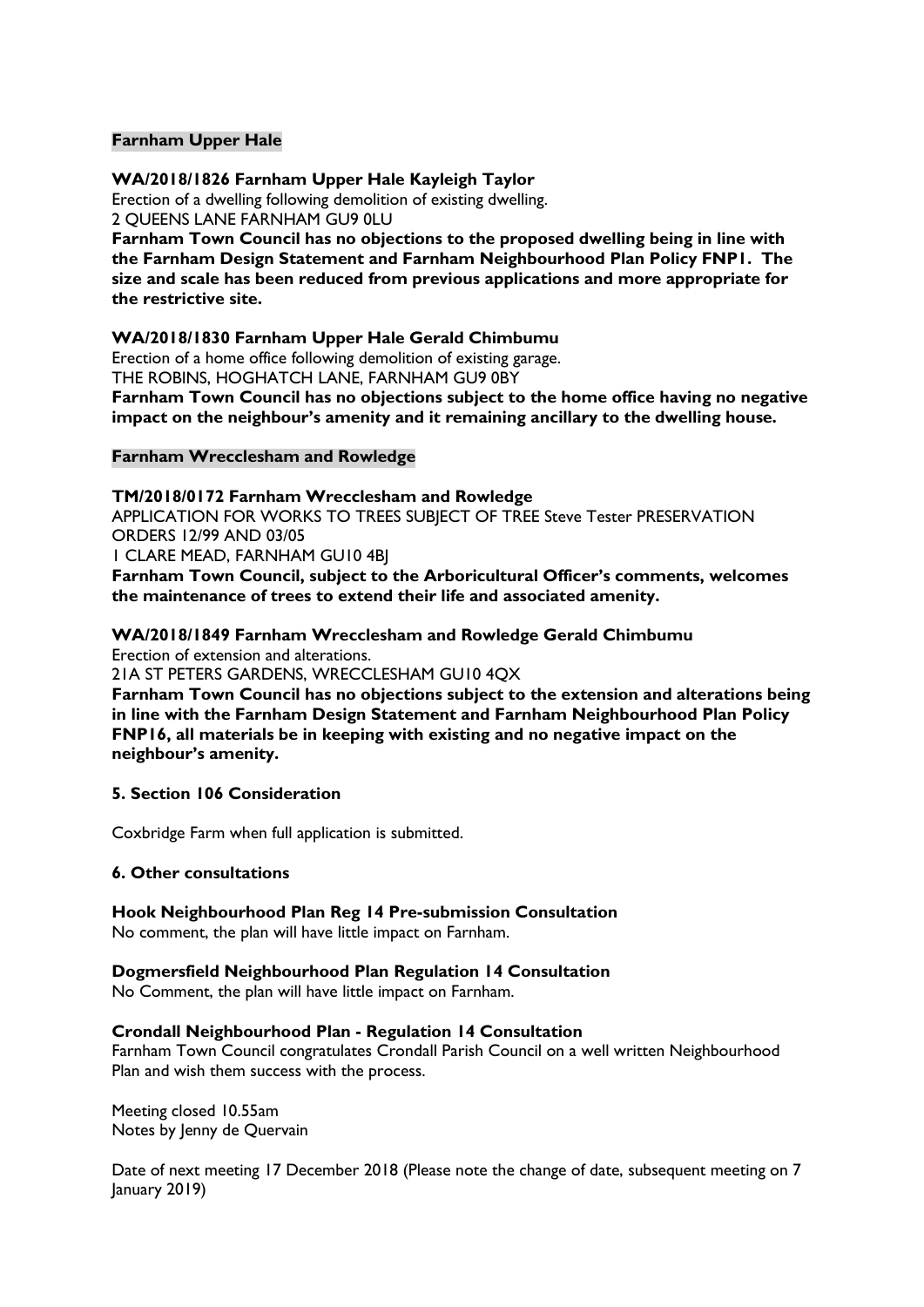**Farnham Upper Hale**

**WA/2018/1826 Farnham Upper Hale Kayleigh Taylor**

Erection of a dwelling following demolition of existing dwelling.
2 QUEENS LANE FARNHAM GU9 0LU

**Farnham Town Council has no objections to the proposed dwelling being in line with the Farnham Design Statement and Farnham Neighbourhood Plan Policy FNP1. The size and scale has been reduced from previous applications and more appropriate for the restrictive site.**

**WA/2018/1830 Farnham Upper Hale Gerald Chimbumu**

Erection of a home office following demolition of existing garage.
THE ROBINS, HOGHATCH LANE, FARNHAM GU9 0BY

**Farnham Town Council has no objections subject to the home office having no negative impact on the neighbour's amenity and it remaining ancillary to the dwelling house.**

**Farnham Wrecclesham and Rowledge**

**TM/2018/0172 Farnham Wrecclesham and Rowledge**

APPLICATION FOR WORKS TO TREES SUBJECT OF TREE Steve Tester PRESERVATION ORDERS 12/99 AND 03/05
1 CLARE MEAD, FARNHAM GU10 4BJ

**Farnham Town Council, subject to the Arboricultural Officer's comments, welcomes the maintenance of trees to extend their life and associated amenity.**

**WA/2018/1849 Farnham Wrecclesham and Rowledge Gerald Chimbumu**

Erection of extension and alterations.
21A ST PETERS GARDENS, WRECCLESHAM GU10 4QX

**Farnham Town Council has no objections subject to the extension and alterations being in line with the Farnham Design Statement and Farnham Neighbourhood Plan Policy FNP16, all materials be in keeping with existing and no negative impact on the neighbour's amenity.**

**5. Section 106 Consideration**

Coxbridge Farm when full application is submitted.

**6. Other consultations**

**Hook Neighbourhood Plan Reg 14 Pre-submission Consultation**

No comment, the plan will have little impact on Farnham.

**Dogmersfield Neighbourhood Plan Regulation 14 Consultation**

No Comment, the plan will have little impact on Farnham.

**Crondall Neighbourhood Plan - Regulation 14 Consultation**

Farnham Town Council congratulates Crondall Parish Council on a well written Neighbourhood Plan and wish them success with the process.

Meeting closed 10.55am
Notes by Jenny de Quervain

Date of next meeting 17 December 2018 (Please note the change of date, subsequent meeting on 7 January 2019)